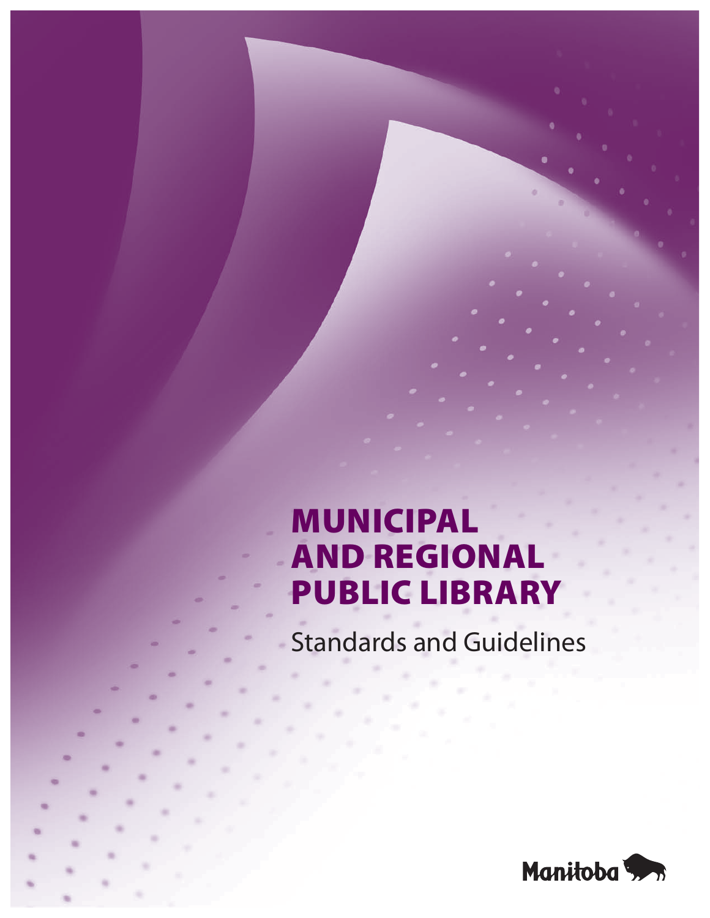# MUNICIPAL AND REGIONAL PUBLIC LIBRARY

## Standards and Guidelines

Manitoba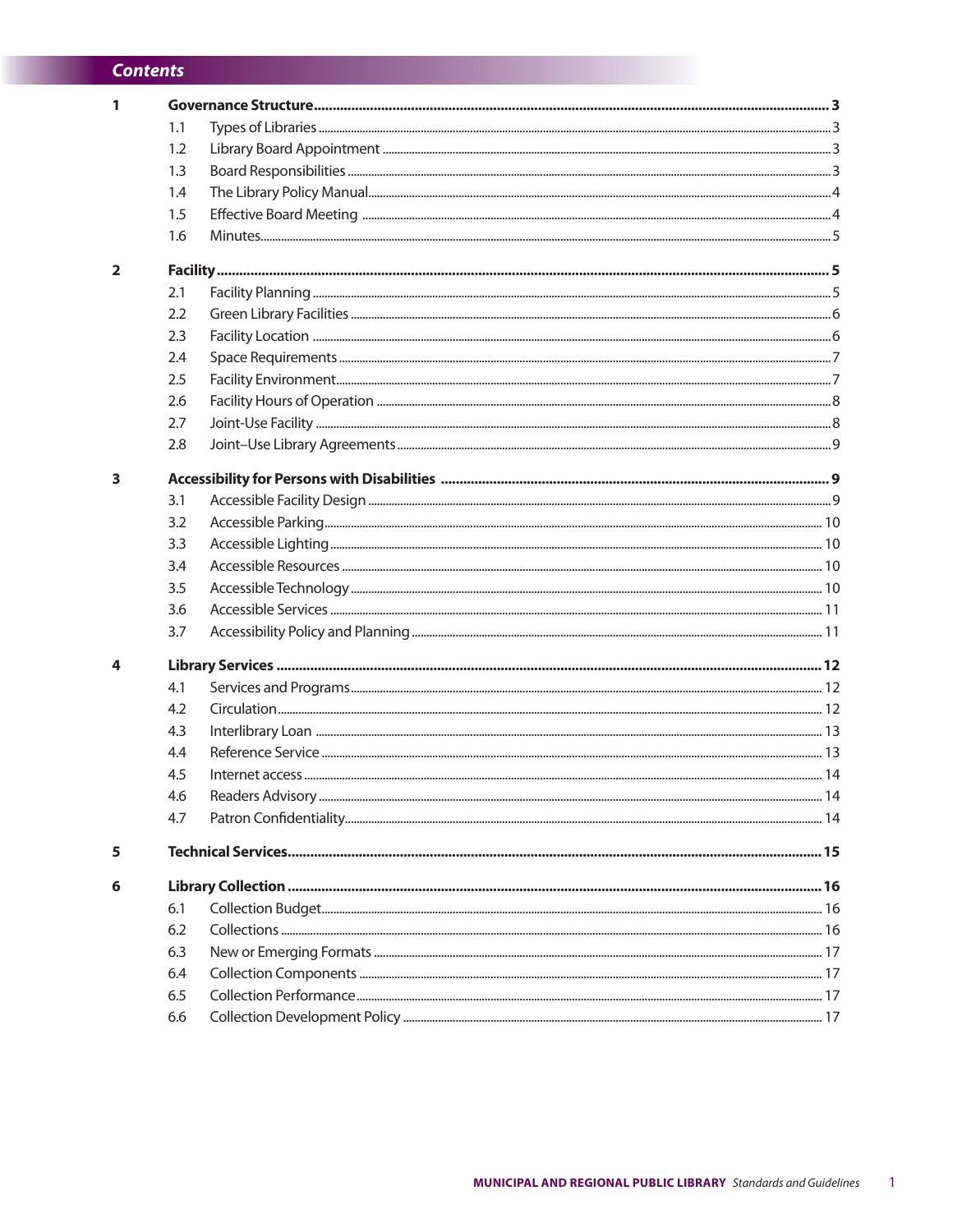# Contents

| | | | |
|---|---|---|---|
| **1** | **Governance Structure** | | **3** |
| | 1.1 | Types of Libraries | 3 |
| | 1.2 | Library Board Appointment | 3 |
| | 1.3 | Board Responsibilities | 3 |
| | 1.4 | The Library Policy Manual | 4 |
| | 1.5 | Effective Board Meeting | 4 |
| | 1.6 | Minutes | 5 |
| **2** | **Facility** | | **5** |
| | 2.1 | Facility Planning | 5 |
| | 2.2 | Green Library Facilities | 6 |
| | 2.3 | Facility Location | 6 |
| | 2.4 | Space Requirements | 7 |
| | 2.5 | Facility Environment | 7 |
| | 2.6 | Facility Hours of Operation | 8 |
| | 2.7 | Joint-Use Facility | 8 |
| | 2.8 | Joint–Use Library Agreements | 9 |
| **3** | **Accessibility for Persons with Disabilities** | | **9** |
| | 3.1 | Accessible Facility Design | 9 |
| | 3.2 | Accessible Parking | 10 |
| | 3.3 | Accessible Lighting | 10 |
| | 3.4 | Accessible Resources | 10 |
| | 3.5 | Accessible Technology | 10 |
| | 3.6 | Accessible Services | 11 |
| | 3.7 | Accessibility Policy and Planning | 11 |
| **4** | **Library Services** | | **12** |
| | 4.1 | Services and Programs | 12 |
| | 4.2 | Circulation | 12 |
| | 4.3 | Interlibrary Loan | 13 |
| | 4.4 | Reference Service | 13 |
| | 4.5 | Internet access | 14 |
| | 4.6 | Readers Advisory | 14 |
| | 4.7 | Patron Confidentiality | 14 |
| **5** | **Technical Services** | | **15** |
| **6** | **Library Collection** | | **16** |
| | 6.1 | Collection Budget | 16 |
| | 6.2 | Collections | 16 |
| | 6.3 | New or Emerging Formats | 17 |
| | 6.4 | Collection Components | 17 |
| | 6.5 | Collection Performance | 17 |
| | 6.6 | Collection Development Policy | 17 |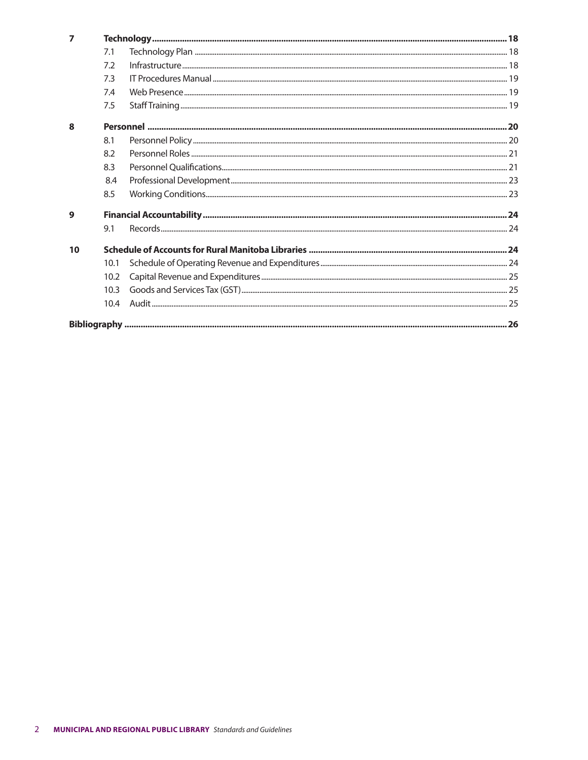| | | |
|---|---|---|
| **7** | **Technology** | **18** |
| | 7.1 Technology Plan | 18 |
| | 7.2 Infrastructure | 18 |
| | 7.3 IT Procedures Manual | 19 |
| | 7.4 Web Presence | 19 |
| | 7.5 Staff Training | 19 |
| **8** | **Personnel** | **20** |
| | 8.1 Personnel Policy | 20 |
| | 8.2 Personnel Roles | 21 |
| | 8.3 Personnel Qualifications | 21 |
| | 8.4 Professional Development | 23 |
| | 8.5 Working Conditions | 23 |
| **9** | **Financial Accountability** | **24** |
| | 9.1 Records | 24 |
| **10** | **Schedule of Accounts for Rural Manitoba Libraries** | **24** |
| | 10.1 Schedule of Operating Revenue and Expenditures | 24 |
| | 10.2 Capital Revenue and Expenditures | 25 |
| | 10.3 Goods and Services Tax (GST) | 25 |
| | 10.4 Audit | 25 |
| **Bibliography** | | **26** |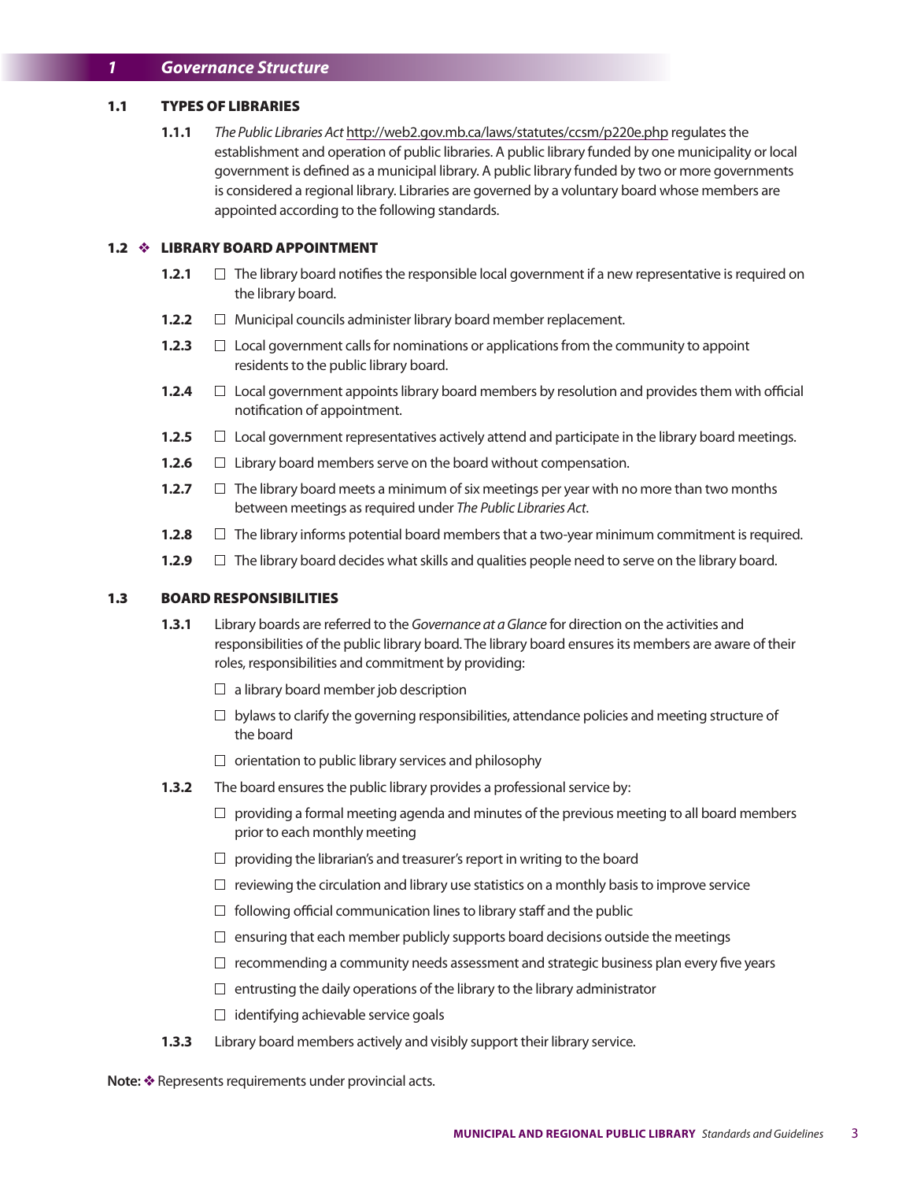# 1 Governance Structure

## 1.1 TYPES OF LIBRARIES

**1.1.1** *The Public Libraries Act* http://web2.gov.mb.ca/laws/statutes/ccsm/p220e.php regulates the establishment and operation of public libraries. A public library funded by one municipality or local government is defined as a municipal library. A public library funded by two or more governments is considered a regional library. Libraries are governed by a voluntary board whose members are appointed according to the following standards.

## 1.2 ❖ LIBRARY BOARD APPOINTMENT

**1.2.1** ☐ The library board notifies the responsible local government if a new representative is required on the library board.

**1.2.2** ☐ Municipal councils administer library board member replacement.

**1.2.3** ☐ Local government calls for nominations or applications from the community to appoint residents to the public library board.

**1.2.4** ☐ Local government appoints library board members by resolution and provides them with official notification of appointment.

**1.2.5** ☐ Local government representatives actively attend and participate in the library board meetings.

**1.2.6** ☐ Library board members serve on the board without compensation.

**1.2.7** ☐ The library board meets a minimum of six meetings per year with no more than two months between meetings as required under *The Public Libraries Act*.

**1.2.8** ☐ The library informs potential board members that a two-year minimum commitment is required.

**1.2.9** ☐ The library board decides what skills and qualities people need to serve on the library board.

## 1.3 BOARD RESPONSIBILITIES

**1.3.1** Library boards are referred to the *Governance at a Glance* for direction on the activities and responsibilities of the public library board. The library board ensures its members are aware of their roles, responsibilities and commitment by providing:

- ☐ a library board member job description
- ☐ bylaws to clarify the governing responsibilities, attendance policies and meeting structure of the board
- ☐ orientation to public library services and philosophy

**1.3.2** The board ensures the public library provides a professional service by:

- ☐ providing a formal meeting agenda and minutes of the previous meeting to all board members prior to each monthly meeting
- ☐ providing the librarian's and treasurer's report in writing to the board
- ☐ reviewing the circulation and library use statistics on a monthly basis to improve service
- ☐ following official communication lines to library staff and the public
- ☐ ensuring that each member publicly supports board decisions outside the meetings
- ☐ recommending a community needs assessment and strategic business plan every five years
- ☐ entrusting the daily operations of the library to the library administrator
- ☐ identifying achievable service goals

**1.3.3** Library board members actively and visibly support their library service.

**Note:** ❖ Represents requirements under provincial acts.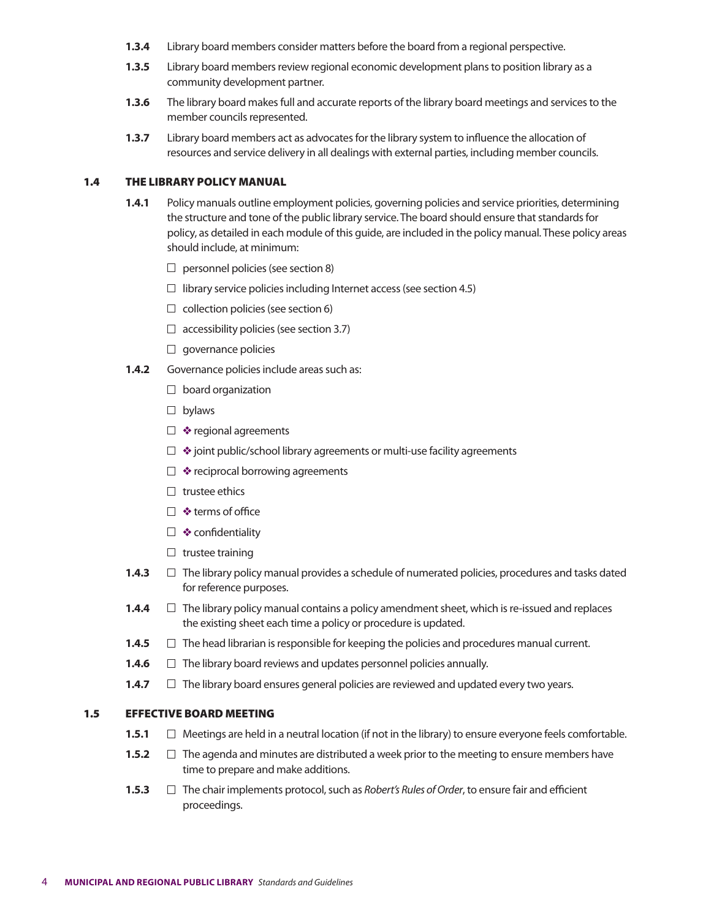**1.3.4** Library board members consider matters before the board from a regional perspective.

**1.3.5** Library board members review regional economic development plans to position library as a community development partner.

**1.3.6** The library board makes full and accurate reports of the library board meetings and services to the member councils represented.

**1.3.7** Library board members act as advocates for the library system to influence the allocation of resources and service delivery in all dealings with external parties, including member councils.

## 1.4 THE LIBRARY POLICY MANUAL

**1.4.1** Policy manuals outline employment policies, governing policies and service priorities, determining the structure and tone of the public library service. The board should ensure that standards for policy, as detailed in each module of this guide, are included in the policy manual. These policy areas should include, at minimum:

- ☐ personnel policies (see section 8)
- ☐ library service policies including Internet access (see section 4.5)
- ☐ collection policies (see section 6)
- ☐ accessibility policies (see section 3.7)
- ☐ governance policies

**1.4.2** Governance policies include areas such as:

- ☐ board organization
- ☐ bylaws
- ☐ ❖ regional agreements
- ☐ ❖ joint public/school library agreements or multi-use facility agreements
- ☐ ❖ reciprocal borrowing agreements
- ☐ trustee ethics
- ☐ ❖ terms of office
- ☐ ❖ confidentiality
- ☐ trustee training

**1.4.3** ☐ The library policy manual provides a schedule of numerated policies, procedures and tasks dated for reference purposes.

**1.4.4** ☐ The library policy manual contains a policy amendment sheet, which is re-issued and replaces the existing sheet each time a policy or procedure is updated.

**1.4.5** ☐ The head librarian is responsible for keeping the policies and procedures manual current.

**1.4.6** ☐ The library board reviews and updates personnel policies annually.

**1.4.7** ☐ The library board ensures general policies are reviewed and updated every two years.

## 1.5 EFFECTIVE BOARD MEETING

**1.5.1** ☐ Meetings are held in a neutral location (if not in the library) to ensure everyone feels comfortable.

**1.5.2** ☐ The agenda and minutes are distributed a week prior to the meeting to ensure members have time to prepare and make additions.

**1.5.3** ☐ The chair implements protocol, such as *Robert's Rules of Order*, to ensure fair and efficient proceedings.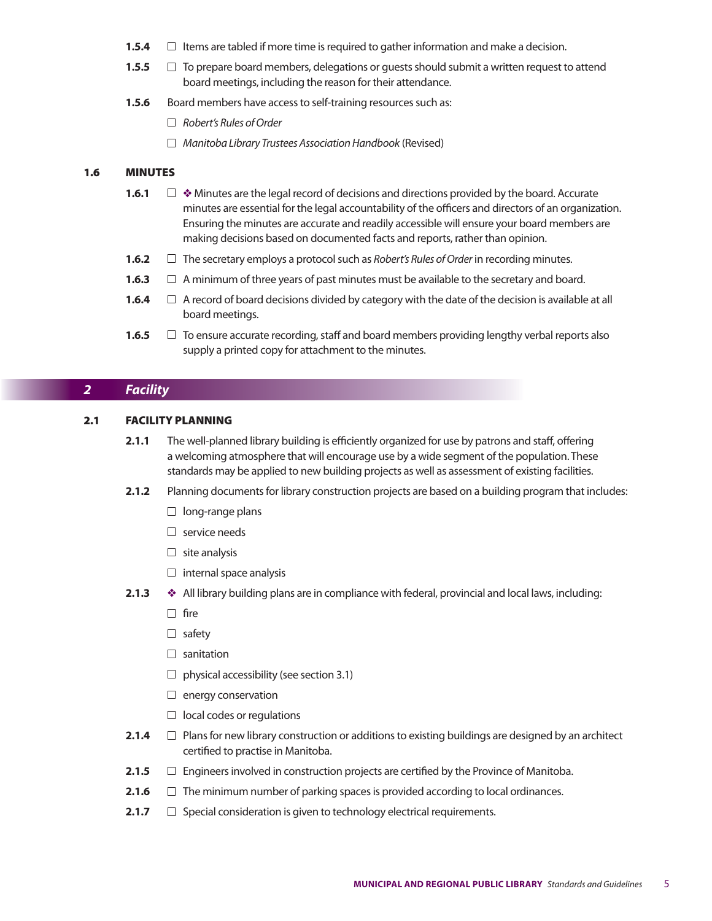**1.5.4** ☐ Items are tabled if more time is required to gather information and make a decision.

**1.5.5** ☐ To prepare board members, delegations or guests should submit a written request to attend board meetings, including the reason for their attendance.

**1.5.6** Board members have access to self-training resources such as:

- ☐ *Robert's Rules of Order*
- ☐ *Manitoba Library Trustees Association Handbook* (Revised)

### 1.6 MINUTES

**1.6.1** ☐ ❖ Minutes are the legal record of decisions and directions provided by the board. Accurate minutes are essential for the legal accountability of the officers and directors of an organization. Ensuring the minutes are accurate and readily accessible will ensure your board members are making decisions based on documented facts and reports, rather than opinion.

**1.6.2** ☐ The secretary employs a protocol such as *Robert's Rules of Order* in recording minutes.

**1.6.3** ☐ A minimum of three years of past minutes must be available to the secretary and board.

**1.6.4** ☐ A record of board decisions divided by category with the date of the decision is available at all board meetings.

**1.6.5** ☐ To ensure accurate recording, staff and board members providing lengthy verbal reports also supply a printed copy for attachment to the minutes.

## 2 *Facility*

### 2.1 FACILITY PLANNING

**2.1.1** The well-planned library building is efficiently organized for use by patrons and staff, offering a welcoming atmosphere that will encourage use by a wide segment of the population. These standards may be applied to new building projects as well as assessment of existing facilities.

**2.1.2** Planning documents for library construction projects are based on a building program that includes:

- ☐ long-range plans
- ☐ service needs
- ☐ site analysis
- ☐ internal space analysis

**2.1.3** ❖ All library building plans are in compliance with federal, provincial and local laws, including:

- ☐ fire
- ☐ safety
- ☐ sanitation
- ☐ physical accessibility (see section 3.1)
- ☐ energy conservation
- ☐ local codes or regulations

**2.1.4** ☐ Plans for new library construction or additions to existing buildings are designed by an architect certified to practise in Manitoba.

**2.1.5** ☐ Engineers involved in construction projects are certified by the Province of Manitoba.

**2.1.6** ☐ The minimum number of parking spaces is provided according to local ordinances.

**2.1.7** ☐ Special consideration is given to technology electrical requirements.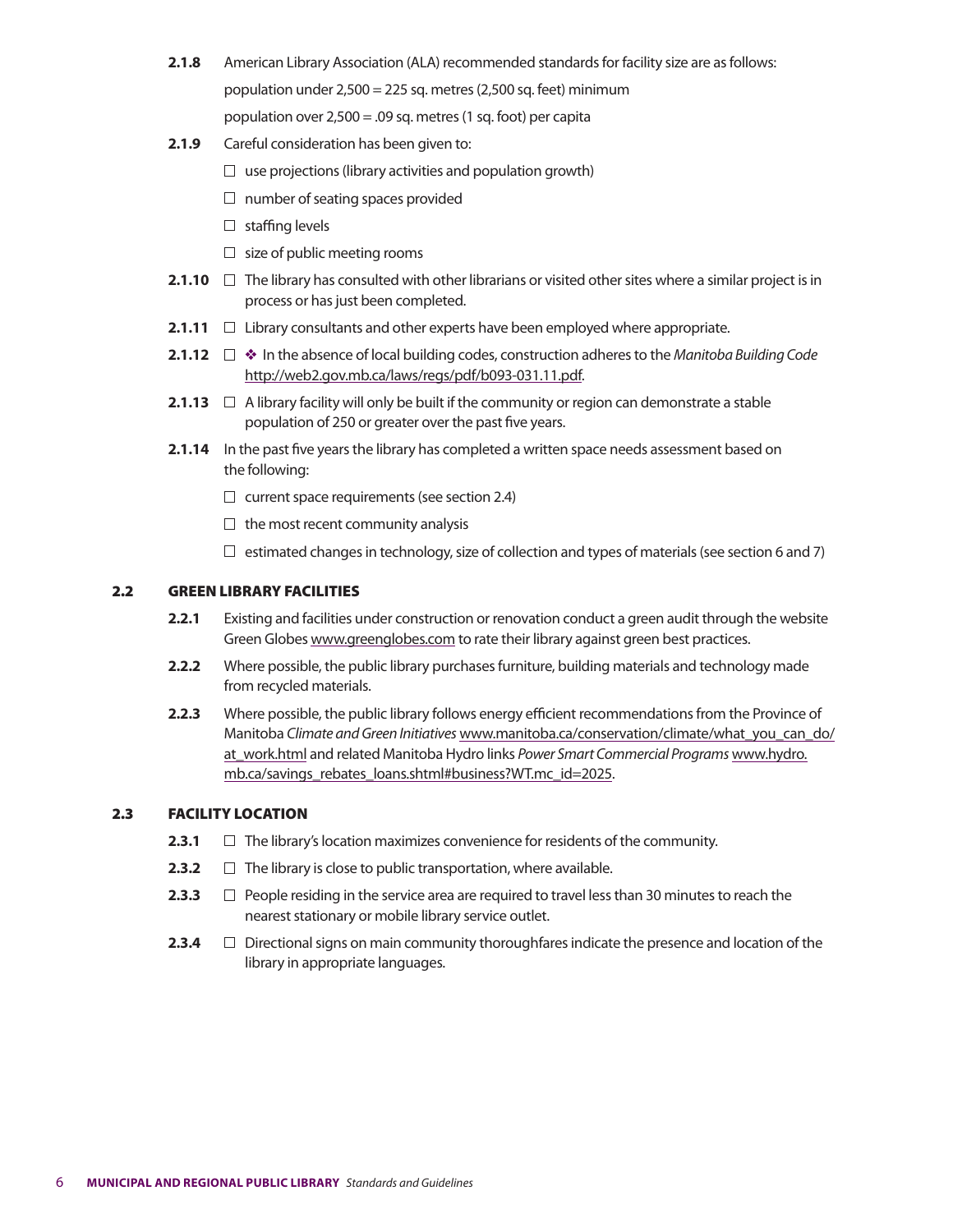**2.1.8** American Library Association (ALA) recommended standards for facility size are as follows:

population under 2,500 = 225 sq. metres (2,500 sq. feet) minimum

population over 2,500 = .09 sq. metres (1 sq. foot) per capita

**2.1.9** Careful consideration has been given to:

- ☐ use projections (library activities and population growth)
- ☐ number of seating spaces provided
- ☐ staffing levels
- ☐ size of public meeting rooms

**2.1.10** ☐ The library has consulted with other librarians or visited other sites where a similar project is in process or has just been completed.

**2.1.11** ☐ Library consultants and other experts have been employed where appropriate.

**2.1.12** ☐ ❖ In the absence of local building codes, construction adheres to the *Manitoba Building Code* http://web2.gov.mb.ca/laws/regs/pdf/b093-031.11.pdf.

**2.1.13** ☐ A library facility will only be built if the community or region can demonstrate a stable population of 250 or greater over the past five years.

**2.1.14** In the past five years the library has completed a written space needs assessment based on the following:

- ☐ current space requirements (see section 2.4)
- ☐ the most recent community analysis
- ☐ estimated changes in technology, size of collection and types of materials (see section 6 and 7)

## 2.2 GREEN LIBRARY FACILITIES

**2.2.1** Existing and facilities under construction or renovation conduct a green audit through the website Green Globes www.greenglobes.com to rate their library against green best practices.

**2.2.2** Where possible, the public library purchases furniture, building materials and technology made from recycled materials.

**2.2.3** Where possible, the public library follows energy efficient recommendations from the Province of Manitoba *Climate and Green Initiatives* www.manitoba.ca/conservation/climate/what_you_can_do/at_work.html and related Manitoba Hydro links *Power Smart Commercial Programs* www.hydro.mb.ca/savings_rebates_loans.shtml#business?WT.mc_id=2025.

## 2.3 FACILITY LOCATION

**2.3.1** ☐ The library's location maximizes convenience for residents of the community.

**2.3.2** ☐ The library is close to public transportation, where available.

**2.3.3** ☐ People residing in the service area are required to travel less than 30 minutes to reach the nearest stationary or mobile library service outlet.

**2.3.4** ☐ Directional signs on main community thoroughfares indicate the presence and location of the library in appropriate languages.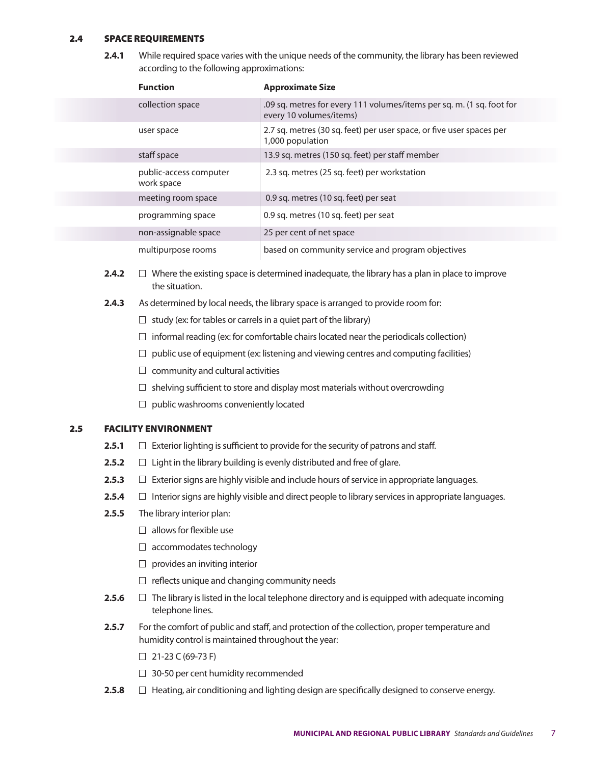## 2.4 SPACE REQUIREMENTS

**2.4.1** While required space varies with the unique needs of the community, the library has been reviewed according to the following approximations:

| Function | Approximate Size |
|---|---|
| collection space | .09 sq. metres for every 111 volumes/items per sq. m. (1 sq. foot for every 10 volumes/items) |
| user space | 2.7 sq. metres (30 sq. feet) per user space, or five user spaces per 1,000 population |
| staff space | 13.9 sq. metres (150 sq. feet) per staff member |
| public-access computer work space | 2.3 sq. metres (25 sq. feet) per workstation |
| meeting room space | 0.9 sq. metres (10 sq. feet) per seat |
| programming space | 0.9 sq. metres (10 sq. feet) per seat |
| non-assignable space | 25 per cent of net space |
| multipurpose rooms | based on community service and program objectives |

**2.4.2** ☐ Where the existing space is determined inadequate, the library has a plan in place to improve the situation.

**2.4.3** As determined by local needs, the library space is arranged to provide room for:

- ☐ study (ex: for tables or carrels in a quiet part of the library)
- ☐ informal reading (ex: for comfortable chairs located near the periodicals collection)
- ☐ public use of equipment (ex: listening and viewing centres and computing facilities)
- ☐ community and cultural activities
- ☐ shelving sufficient to store and display most materials without overcrowding
- ☐ public washrooms conveniently located

## 2.5 FACILITY ENVIRONMENT

**2.5.1** ☐ Exterior lighting is sufficient to provide for the security of patrons and staff.

**2.5.2** ☐ Light in the library building is evenly distributed and free of glare.

**2.5.3** ☐ Exterior signs are highly visible and include hours of service in appropriate languages.

**2.5.4** ☐ Interior signs are highly visible and direct people to library services in appropriate languages.

**2.5.5** The library interior plan:

- ☐ allows for flexible use
- ☐ accommodates technology
- ☐ provides an inviting interior
- ☐ reflects unique and changing community needs

**2.5.6** ☐ The library is listed in the local telephone directory and is equipped with adequate incoming telephone lines.

**2.5.7** For the comfort of public and staff, and protection of the collection, proper temperature and humidity control is maintained throughout the year:

- ☐ 21-23 C (69-73 F)
- ☐ 30-50 per cent humidity recommended

**2.5.8** ☐ Heating, air conditioning and lighting design are specifically designed to conserve energy.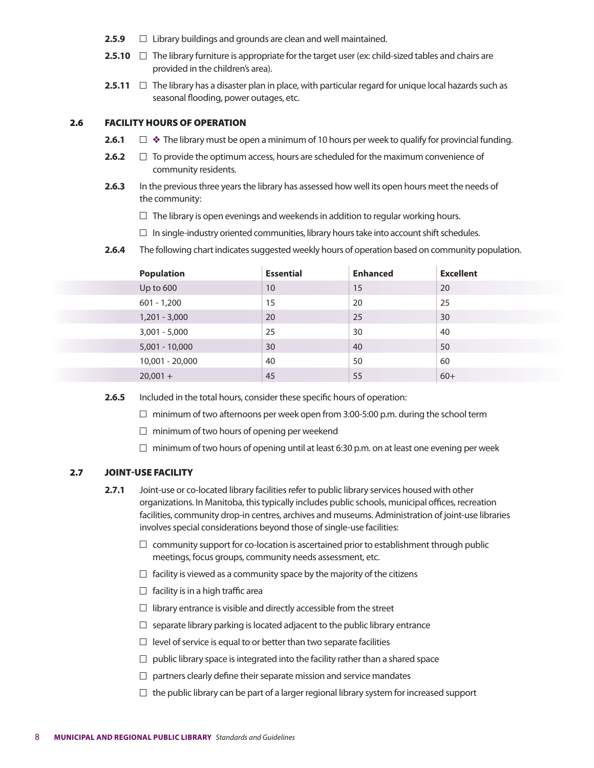**2.5.9** ☐ Library buildings and grounds are clean and well maintained.

**2.5.10** ☐ The library furniture is appropriate for the target user (ex: child-sized tables and chairs are provided in the children's area).

**2.5.11** ☐ The library has a disaster plan in place, with particular regard for unique local hazards such as seasonal flooding, power outages, etc.

## 2.6 FACILITY HOURS OF OPERATION

**2.6.1** ☐ ❖ The library must be open a minimum of 10 hours per week to qualify for provincial funding.

**2.6.2** ☐ To provide the optimum access, hours are scheduled for the maximum convenience of community residents.

**2.6.3** In the previous three years the library has assessed how well its open hours meet the needs of the community:

- ☐ The library is open evenings and weekends in addition to regular working hours.
- ☐ In single-industry oriented communities, library hours take into account shift schedules.

**2.6.4** The following chart indicates suggested weekly hours of operation based on community population.

| Population | Essential | Enhanced | Excellent |
|---|---|---|---|
| Up to 600 | 10 | 15 | 20 |
| 601 - 1,200 | 15 | 20 | 25 |
| 1,201 - 3,000 | 20 | 25 | 30 |
| 3,001 - 5,000 | 25 | 30 | 40 |
| 5,001 - 10,000 | 30 | 40 | 50 |
| 10,001 - 20,000 | 40 | 50 | 60 |
| 20,001 + | 45 | 55 | 60+ |

**2.6.5** Included in the total hours, consider these specific hours of operation:

- ☐ minimum of two afternoons per week open from 3:00-5:00 p.m. during the school term
- ☐ minimum of two hours of opening per weekend
- ☐ minimum of two hours of opening until at least 6:30 p.m. on at least one evening per week

## 2.7 JOINT-USE FACILITY

**2.7.1** Joint-use or co-located library facilities refer to public library services housed with other organizations. In Manitoba, this typically includes public schools, municipal offices, recreation facilities, community drop-in centres, archives and museums. Administration of joint-use libraries involves special considerations beyond those of single-use facilities:

- ☐ community support for co-location is ascertained prior to establishment through public meetings, focus groups, community needs assessment, etc.
- ☐ facility is viewed as a community space by the majority of the citizens
- ☐ facility is in a high traffic area
- ☐ library entrance is visible and directly accessible from the street
- ☐ separate library parking is located adjacent to the public library entrance
- ☐ level of service is equal to or better than two separate facilities
- ☐ public library space is integrated into the facility rather than a shared space
- ☐ partners clearly define their separate mission and service mandates
- ☐ the public library can be part of a larger regional library system for increased support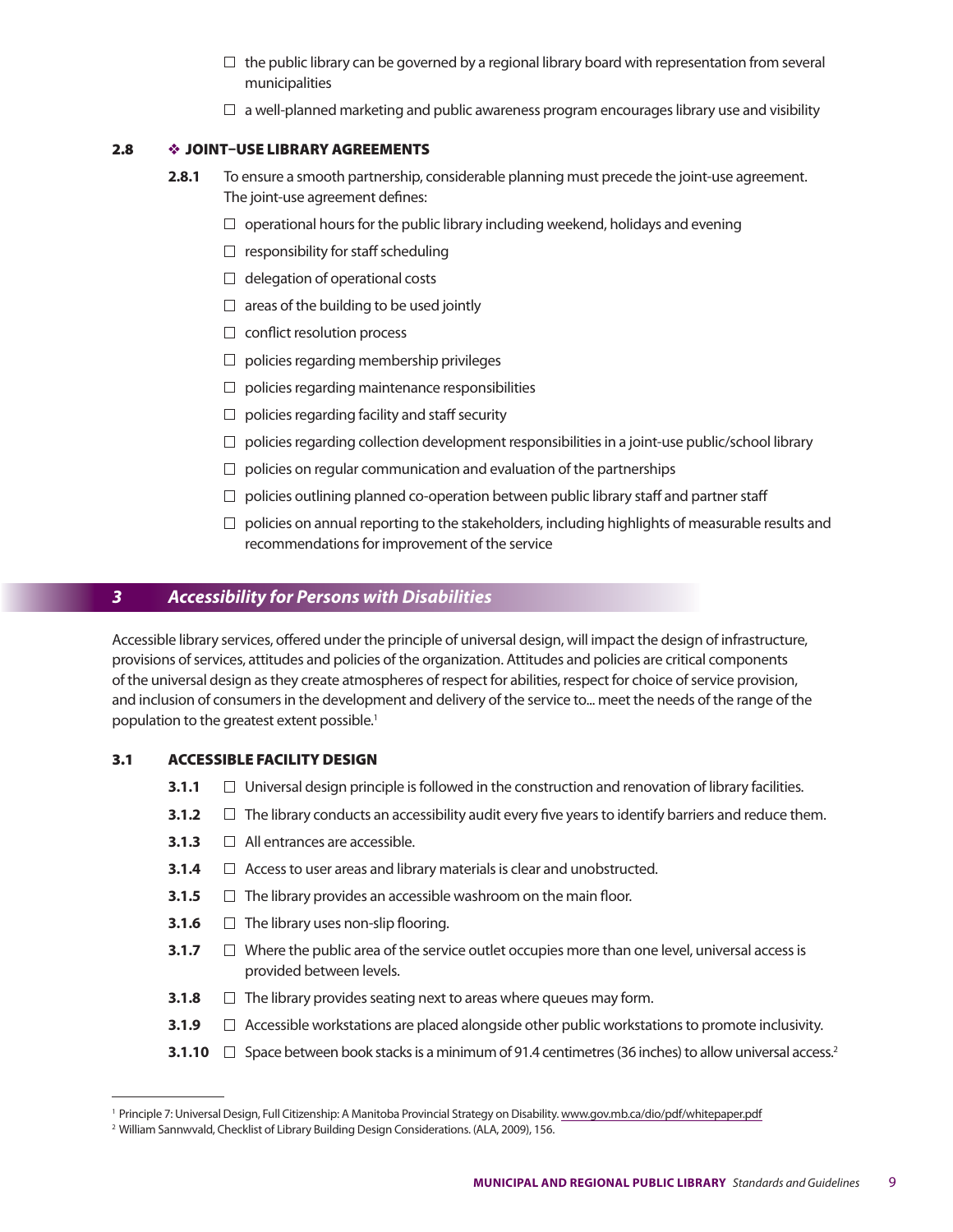- ☐ the public library can be governed by a regional library board with representation from several municipalities
- ☐ a well-planned marketing and public awareness program encourages library use and visibility

### 2.8 ❖ JOINT–USE LIBRARY AGREEMENTS

**2.8.1** To ensure a smooth partnership, considerable planning must precede the joint-use agreement. The joint-use agreement defines:

- ☐ operational hours for the public library including weekend, holidays and evening
- ☐ responsibility for staff scheduling
- ☐ delegation of operational costs
- ☐ areas of the building to be used jointly
- ☐ conflict resolution process
- ☐ policies regarding membership privileges
- ☐ policies regarding maintenance responsibilities
- ☐ policies regarding facility and staff security
- ☐ policies regarding collection development responsibilities in a joint-use public/school library
- ☐ policies on regular communication and evaluation of the partnerships
- ☐ policies outlining planned co-operation between public library staff and partner staff
- ☐ policies on annual reporting to the stakeholders, including highlights of measurable results and recommendations for improvement of the service

## 3 *Accessibility for Persons with Disabilities*

Accessible library services, offered under the principle of universal design, will impact the design of infrastructure, provisions of services, attitudes and policies of the organization. Attitudes and policies are critical components of the universal design as they create atmospheres of respect for abilities, respect for choice of service provision, and inclusion of consumers in the development and delivery of the service to... meet the needs of the range of the population to the greatest extent possible.[1]

### 3.1 ACCESSIBLE FACILITY DESIGN

**3.1.1** ☐ Universal design principle is followed in the construction and renovation of library facilities.

**3.1.2** ☐ The library conducts an accessibility audit every five years to identify barriers and reduce them.

**3.1.3** ☐ All entrances are accessible.

**3.1.4** ☐ Access to user areas and library materials is clear and unobstructed.

**3.1.5** ☐ The library provides an accessible washroom on the main floor.

**3.1.6** ☐ The library uses non-slip flooring.

**3.1.7** ☐ Where the public area of the service outlet occupies more than one level, universal access is provided between levels.

**3.1.8** ☐ The library provides seating next to areas where queues may form.

**3.1.9** ☐ Accessible workstations are placed alongside other public workstations to promote inclusivity.

**3.1.10** ☐ Space between book stacks is a minimum of 91.4 centimetres (36 inches) to allow universal access.[2]

---

[1] Principle 7: Universal Design, Full Citizenship: A Manitoba Provincial Strategy on Disability. www.gov.mb.ca/dio/pdf/whitepaper.pdf

[2] William Sannwvald, Checklist of Library Building Design Considerations. (ALA, 2009), 156.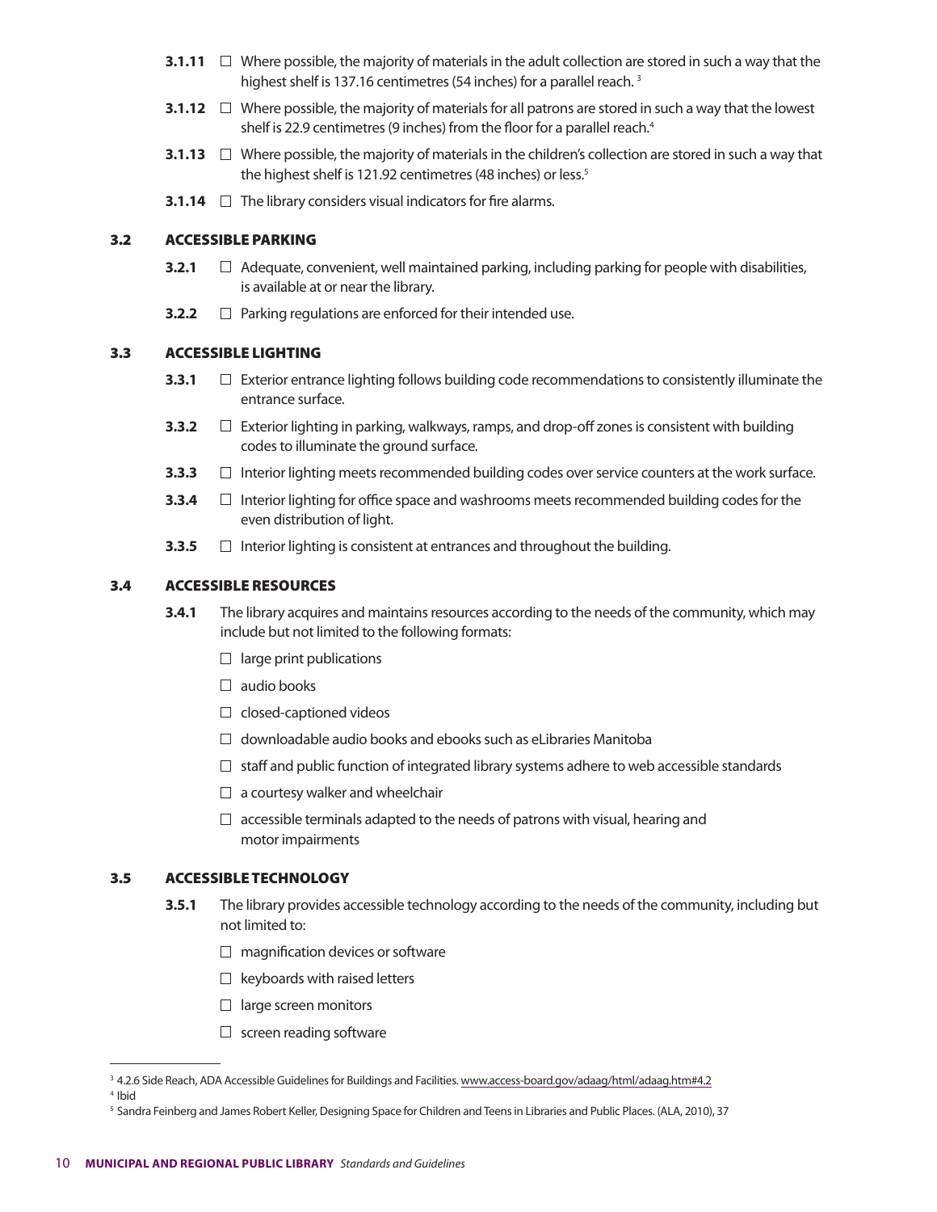**3.1.11** ☐ Where possible, the majority of materials in the adult collection are stored in such a way that the highest shelf is 137.16 centimetres (54 inches) for a parallel reach. [3]

**3.1.12** ☐ Where possible, the majority of materials for all patrons are stored in such a way that the lowest shelf is 22.9 centimetres (9 inches) from the floor for a parallel reach.[4]

**3.1.13** ☐ Where possible, the majority of materials in the children's collection are stored in such a way that the highest shelf is 121.92 centimetres (48 inches) or less.[5]

**3.1.14** ☐ The library considers visual indicators for fire alarms.

## 3.2 ACCESSIBLE PARKING

**3.2.1** ☐ Adequate, convenient, well maintained parking, including parking for people with disabilities, is available at or near the library.

**3.2.2** ☐ Parking regulations are enforced for their intended use.

## 3.3 ACCESSIBLE LIGHTING

**3.3.1** ☐ Exterior entrance lighting follows building code recommendations to consistently illuminate the entrance surface.

**3.3.2** ☐ Exterior lighting in parking, walkways, ramps, and drop-off zones is consistent with building codes to illuminate the ground surface.

**3.3.3** ☐ Interior lighting meets recommended building codes over service counters at the work surface.

**3.3.4** ☐ Interior lighting for office space and washrooms meets recommended building codes for the even distribution of light.

**3.3.5** ☐ Interior lighting is consistent at entrances and throughout the building.

## 3.4 ACCESSIBLE RESOURCES

**3.4.1** The library acquires and maintains resources according to the needs of the community, which may include but not limited to the following formats:

- ☐ large print publications
- ☐ audio books
- ☐ closed-captioned videos
- ☐ downloadable audio books and ebooks such as eLibraries Manitoba
- ☐ staff and public function of integrated library systems adhere to web accessible standards
- ☐ a courtesy walker and wheelchair
- ☐ accessible terminals adapted to the needs of patrons with visual, hearing and motor impairments

## 3.5 ACCESSIBLE TECHNOLOGY

**3.5.1** The library provides accessible technology according to the needs of the community, including but not limited to:

- ☐ magnification devices or software
- ☐ keyboards with raised letters
- ☐ large screen monitors
- ☐ screen reading software

---

[3] 4.2.6 Side Reach, ADA Accessible Guidelines for Buildings and Facilities. www.access-board.gov/adaag/html/adaag.htm#4.2

[4] Ibid

[5] Sandra Feinberg and James Robert Keller, Designing Space for Children and Teens in Libraries and Public Places. (ALA, 2010), 37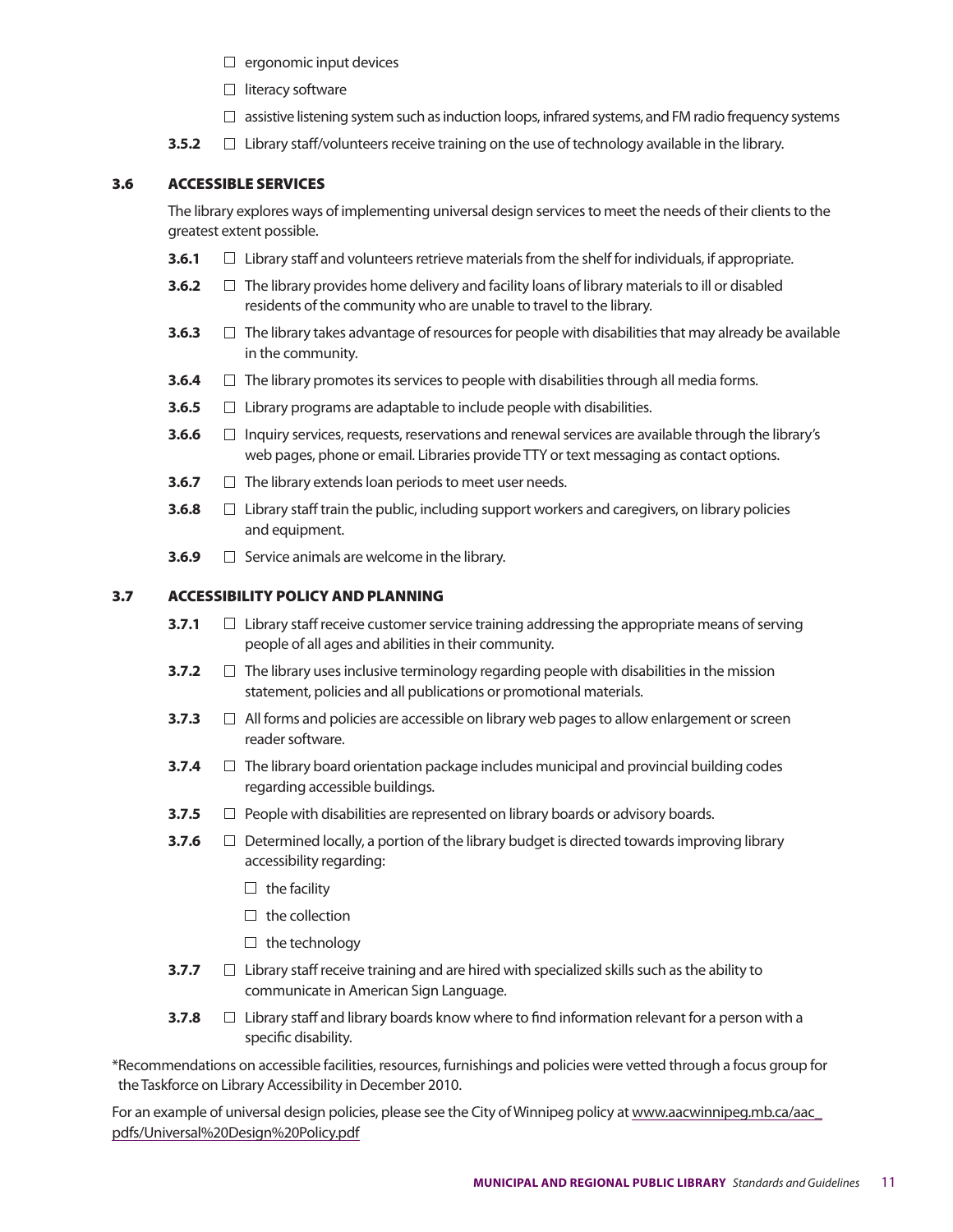- ☐ ergonomic input devices
- ☐ literacy software
- ☐ assistive listening system such as induction loops, infrared systems, and FM radio frequency systems

**3.5.2** ☐ Library staff/volunteers receive training on the use of technology available in the library.

## 3.6 ACCESSIBLE SERVICES

The library explores ways of implementing universal design services to meet the needs of their clients to the greatest extent possible.

**3.6.1** ☐ Library staff and volunteers retrieve materials from the shelf for individuals, if appropriate.

**3.6.2** ☐ The library provides home delivery and facility loans of library materials to ill or disabled residents of the community who are unable to travel to the library.

**3.6.3** ☐ The library takes advantage of resources for people with disabilities that may already be available in the community.

**3.6.4** ☐ The library promotes its services to people with disabilities through all media forms.

**3.6.5** ☐ Library programs are adaptable to include people with disabilities.

**3.6.6** ☐ Inquiry services, requests, reservations and renewal services are available through the library's web pages, phone or email. Libraries provide TTY or text messaging as contact options.

**3.6.7** ☐ The library extends loan periods to meet user needs.

**3.6.8** ☐ Library staff train the public, including support workers and caregivers, on library policies and equipment.

**3.6.9** ☐ Service animals are welcome in the library.

## 3.7 ACCESSIBILITY POLICY AND PLANNING

**3.7.1** ☐ Library staff receive customer service training addressing the appropriate means of serving people of all ages and abilities in their community.

**3.7.2** ☐ The library uses inclusive terminology regarding people with disabilities in the mission statement, policies and all publications or promotional materials.

**3.7.3** ☐ All forms and policies are accessible on library web pages to allow enlargement or screen reader software.

**3.7.4** ☐ The library board orientation package includes municipal and provincial building codes regarding accessible buildings.

**3.7.5** ☐ People with disabilities are represented on library boards or advisory boards.

**3.7.6** ☐ Determined locally, a portion of the library budget is directed towards improving library accessibility regarding:

- ☐ the facility
- ☐ the collection
- ☐ the technology

**3.7.7** ☐ Library staff receive training and are hired with specialized skills such as the ability to communicate in American Sign Language.

**3.7.8** ☐ Library staff and library boards know where to find information relevant for a person with a specific disability.

*Recommendations on accessible facilities, resources, furnishings and policies were vetted through a focus group for the Taskforce on Library Accessibility in December 2010.

For an example of universal design policies, please see the City of Winnipeg policy at www.aacwinnipeg.mb.ca/aac_pdfs/Universal%20Design%20Policy.pdf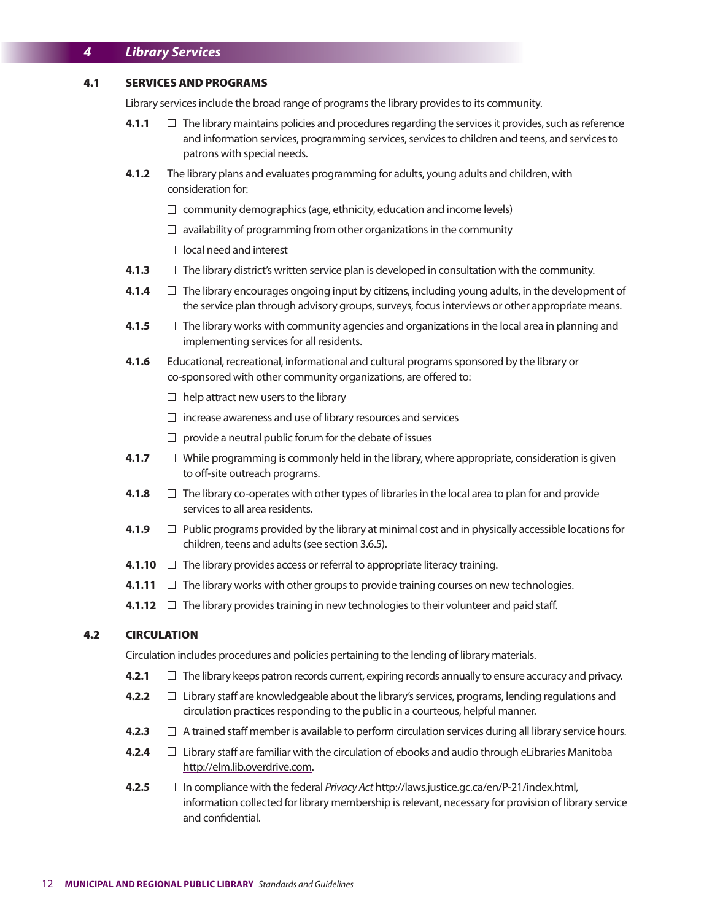# 4 Library Services

## 4.1 SERVICES AND PROGRAMS

Library services include the broad range of programs the library provides to its community.

**4.1.1** ☐ The library maintains policies and procedures regarding the services it provides, such as reference and information services, programming services, services to children and teens, and services to patrons with special needs.

**4.1.2** The library plans and evaluates programming for adults, young adults and children, with consideration for:

- ☐ community demographics (age, ethnicity, education and income levels)
- ☐ availability of programming from other organizations in the community
- ☐ local need and interest

**4.1.3** ☐ The library district's written service plan is developed in consultation with the community.

**4.1.4** ☐ The library encourages ongoing input by citizens, including young adults, in the development of the service plan through advisory groups, surveys, focus interviews or other appropriate means.

**4.1.5** ☐ The library works with community agencies and organizations in the local area in planning and implementing services for all residents.

**4.1.6** Educational, recreational, informational and cultural programs sponsored by the library or co-sponsored with other community organizations, are offered to:

- ☐ help attract new users to the library
- ☐ increase awareness and use of library resources and services
- ☐ provide a neutral public forum for the debate of issues

**4.1.7** ☐ While programming is commonly held in the library, where appropriate, consideration is given to off-site outreach programs.

**4.1.8** ☐ The library co-operates with other types of libraries in the local area to plan for and provide services to all area residents.

**4.1.9** ☐ Public programs provided by the library at minimal cost and in physically accessible locations for children, teens and adults (see section 3.6.5).

**4.1.10** ☐ The library provides access or referral to appropriate literacy training.

**4.1.11** ☐ The library works with other groups to provide training courses on new technologies.

**4.1.12** ☐ The library provides training in new technologies to their volunteer and paid staff.

## 4.2 CIRCULATION

Circulation includes procedures and policies pertaining to the lending of library materials.

**4.2.1** ☐ The library keeps patron records current, expiring records annually to ensure accuracy and privacy.

**4.2.2** ☐ Library staff are knowledgeable about the library's services, programs, lending regulations and circulation practices responding to the public in a courteous, helpful manner.

**4.2.3** ☐ A trained staff member is available to perform circulation services during all library service hours.

**4.2.4** ☐ Library staff are familiar with the circulation of ebooks and audio through eLibraries Manitoba http://elm.lib.overdrive.com.

**4.2.5** ☐ In compliance with the federal *Privacy Act* http://laws.justice.gc.ca/en/P-21/index.html, information collected for library membership is relevant, necessary for provision of library service and confidential.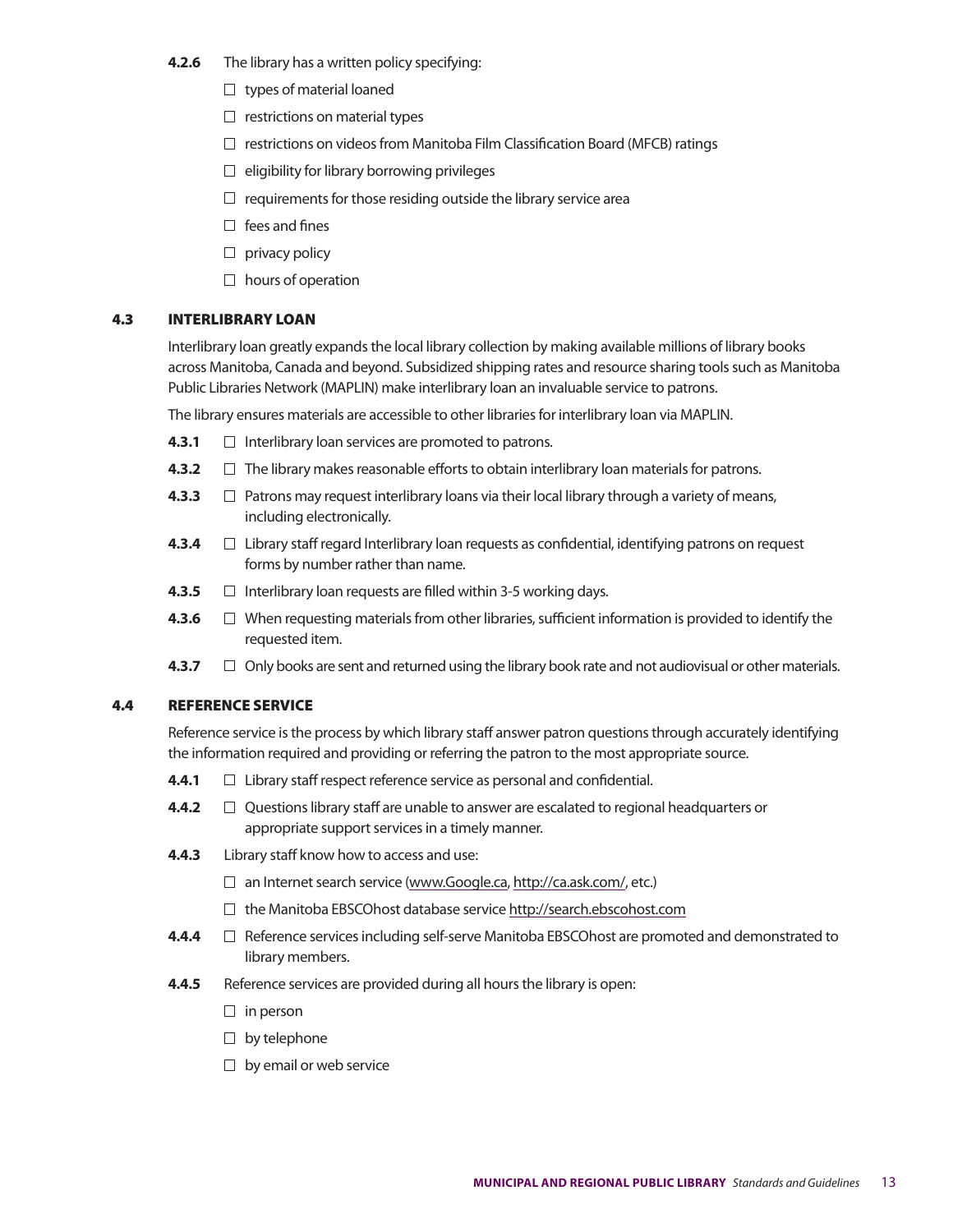**4.2.6** The library has a written policy specifying:

- ☐ types of material loaned
- ☐ restrictions on material types
- ☐ restrictions on videos from Manitoba Film Classification Board (MFCB) ratings
- ☐ eligibility for library borrowing privileges
- ☐ requirements for those residing outside the library service area
- ☐ fees and fines
- ☐ privacy policy
- ☐ hours of operation

## 4.3 INTERLIBRARY LOAN

Interlibrary loan greatly expands the local library collection by making available millions of library books across Manitoba, Canada and beyond. Subsidized shipping rates and resource sharing tools such as Manitoba Public Libraries Network (MAPLIN) make interlibrary loan an invaluable service to patrons.

The library ensures materials are accessible to other libraries for interlibrary loan via MAPLIN.

**4.3.1** ☐ Interlibrary loan services are promoted to patrons.

**4.3.2** ☐ The library makes reasonable efforts to obtain interlibrary loan materials for patrons.

**4.3.3** ☐ Patrons may request interlibrary loans via their local library through a variety of means, including electronically.

**4.3.4** ☐ Library staff regard Interlibrary loan requests as confidential, identifying patrons on request forms by number rather than name.

**4.3.5** ☐ Interlibrary loan requests are filled within 3-5 working days.

**4.3.6** ☐ When requesting materials from other libraries, sufficient information is provided to identify the requested item.

**4.3.7** ☐ Only books are sent and returned using the library book rate and not audiovisual or other materials.

## 4.4 REFERENCE SERVICE

Reference service is the process by which library staff answer patron questions through accurately identifying the information required and providing or referring the patron to the most appropriate source.

**4.4.1** ☐ Library staff respect reference service as personal and confidential.

**4.4.2** ☐ Questions library staff are unable to answer are escalated to regional headquarters or appropriate support services in a timely manner.

**4.4.3** Library staff know how to access and use:

- ☐ an Internet search service (www.Google.ca, http://ca.ask.com/, etc.)
- ☐ the Manitoba EBSCOhost database service http://search.ebscohost.com

**4.4.4** ☐ Reference services including self-serve Manitoba EBSCOhost are promoted and demonstrated to library members.

**4.4.5** Reference services are provided during all hours the library is open:

- ☐ in person
- ☐ by telephone
- ☐ by email or web service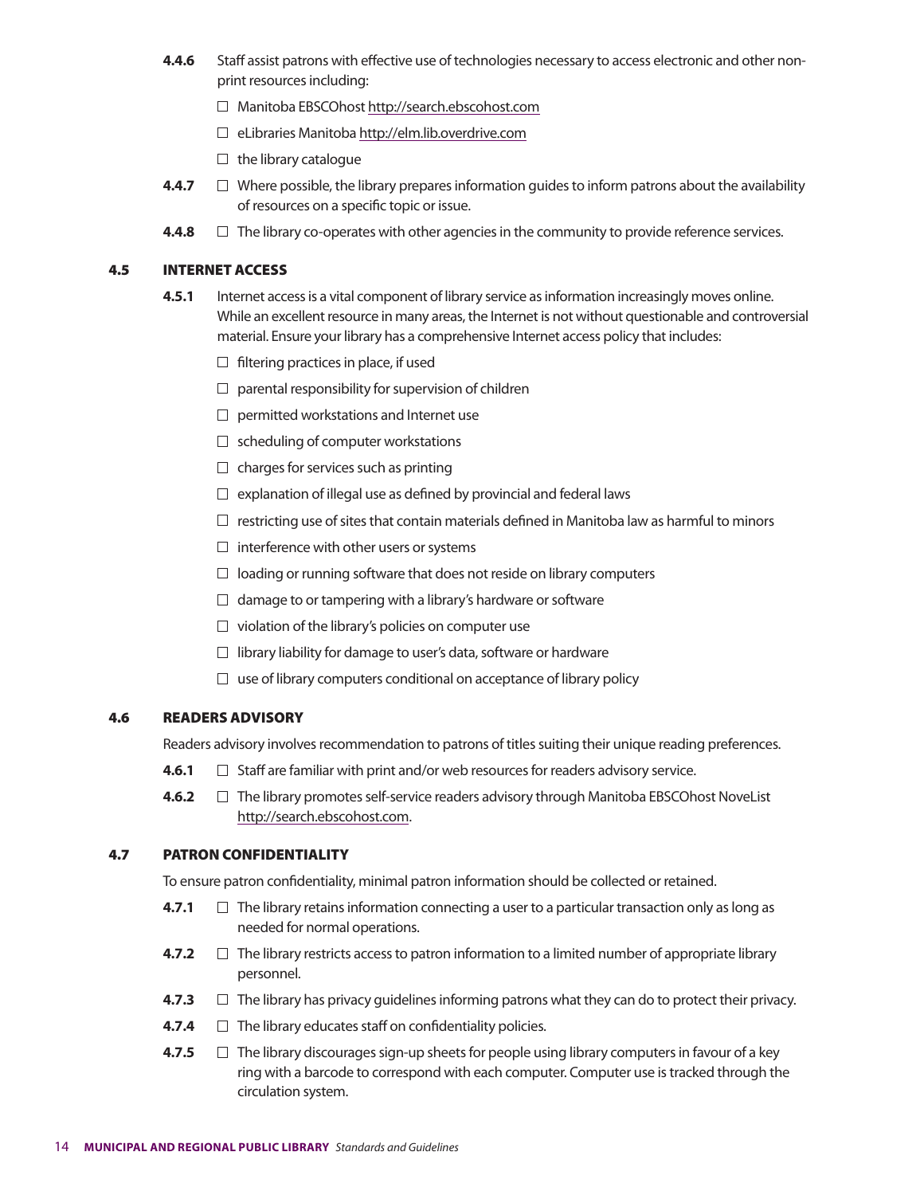**4.4.6** Staff assist patrons with effective use of technologies necessary to access electronic and other non-print resources including:

- ☐ Manitoba EBSCOhost http://search.ebscohost.com
- ☐ eLibraries Manitoba http://elm.lib.overdrive.com
- ☐ the library catalogue

**4.4.7** ☐ Where possible, the library prepares information guides to inform patrons about the availability of resources on a specific topic or issue.

**4.4.8** ☐ The library co-operates with other agencies in the community to provide reference services.

## 4.5 INTERNET ACCESS

**4.5.1** Internet access is a vital component of library service as information increasingly moves online. While an excellent resource in many areas, the Internet is not without questionable and controversial material. Ensure your library has a comprehensive Internet access policy that includes:

- ☐ filtering practices in place, if used
- ☐ parental responsibility for supervision of children
- ☐ permitted workstations and Internet use
- ☐ scheduling of computer workstations
- ☐ charges for services such as printing
- ☐ explanation of illegal use as defined by provincial and federal laws
- ☐ restricting use of sites that contain materials defined in Manitoba law as harmful to minors
- ☐ interference with other users or systems
- ☐ loading or running software that does not reside on library computers
- ☐ damage to or tampering with a library's hardware or software
- ☐ violation of the library's policies on computer use
- ☐ library liability for damage to user's data, software or hardware
- ☐ use of library computers conditional on acceptance of library policy

## 4.6 READERS ADVISORY

Readers advisory involves recommendation to patrons of titles suiting their unique reading preferences.

**4.6.1** ☐ Staff are familiar with print and/or web resources for readers advisory service.

**4.6.2** ☐ The library promotes self-service readers advisory through Manitoba EBSCOhost NoveList http://search.ebscohost.com.

## 4.7 PATRON CONFIDENTIALITY

To ensure patron confidentiality, minimal patron information should be collected or retained.

**4.7.1** ☐ The library retains information connecting a user to a particular transaction only as long as needed for normal operations.

**4.7.2** ☐ The library restricts access to patron information to a limited number of appropriate library personnel.

**4.7.3** ☐ The library has privacy guidelines informing patrons what they can do to protect their privacy.

**4.7.4** ☐ The library educates staff on confidentiality policies.

**4.7.5** ☐ The library discourages sign-up sheets for people using library computers in favour of a key ring with a barcode to correspond with each computer. Computer use is tracked through the circulation system.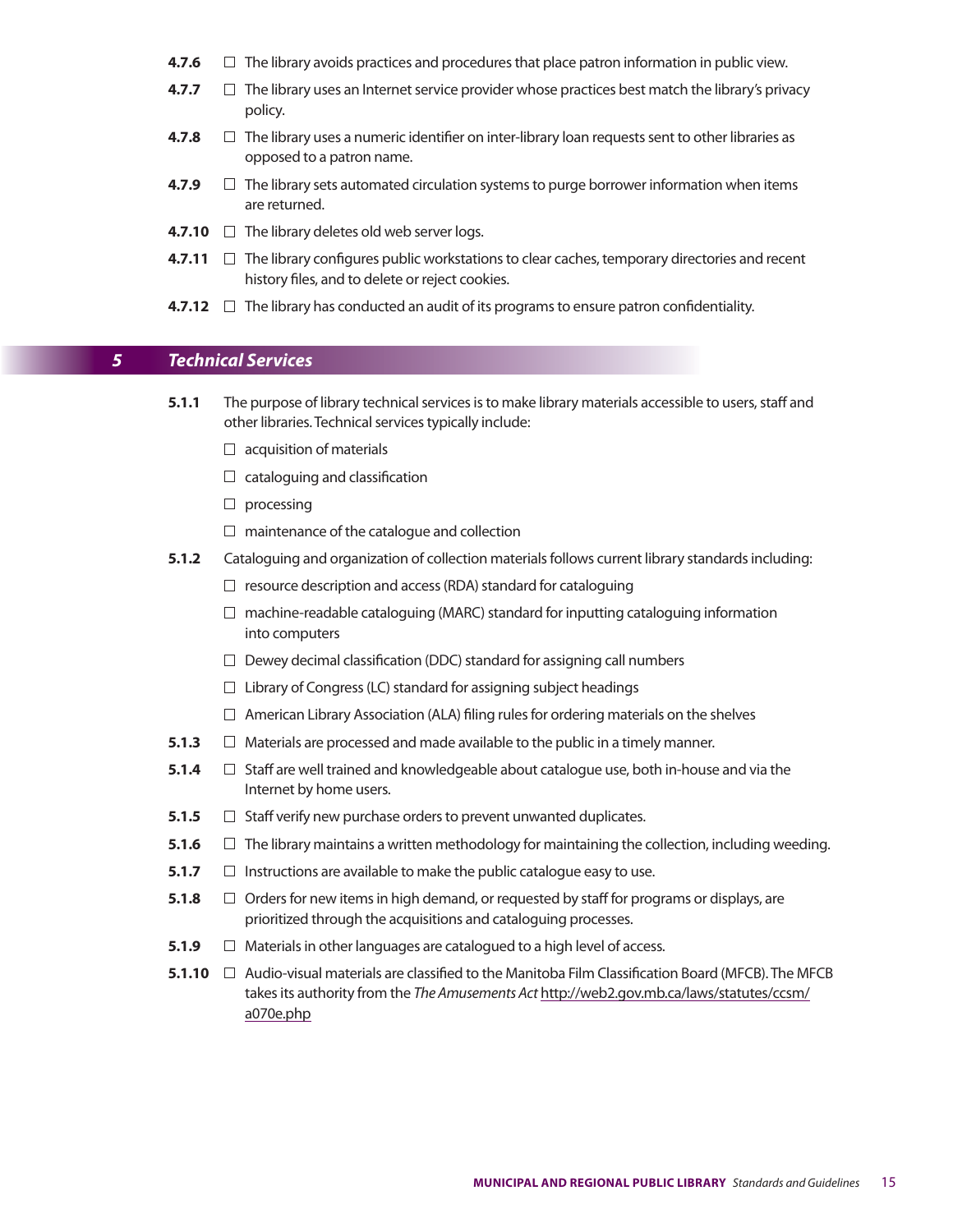**4.7.6** ☐ The library avoids practices and procedures that place patron information in public view.

**4.7.7** ☐ The library uses an Internet service provider whose practices best match the library's privacy policy.

**4.7.8** ☐ The library uses a numeric identifier on inter-library loan requests sent to other libraries as opposed to a patron name.

**4.7.9** ☐ The library sets automated circulation systems to purge borrower information when items are returned.

**4.7.10** ☐ The library deletes old web server logs.

**4.7.11** ☐ The library configures public workstations to clear caches, temporary directories and recent history files, and to delete or reject cookies.

**4.7.12** ☐ The library has conducted an audit of its programs to ensure patron confidentiality.

## 5 *Technical Services*

**5.1.1** The purpose of library technical services is to make library materials accessible to users, staff and other libraries. Technical services typically include:

- ☐ acquisition of materials
- ☐ cataloguing and classification
- ☐ processing
- ☐ maintenance of the catalogue and collection

**5.1.2** Cataloguing and organization of collection materials follows current library standards including:

- ☐ resource description and access (RDA) standard for cataloguing
- ☐ machine-readable cataloguing (MARC) standard for inputting cataloguing information into computers
- ☐ Dewey decimal classification (DDC) standard for assigning call numbers
- ☐ Library of Congress (LC) standard for assigning subject headings
- ☐ American Library Association (ALA) filing rules for ordering materials on the shelves

**5.1.3** ☐ Materials are processed and made available to the public in a timely manner.

**5.1.4** ☐ Staff are well trained and knowledgeable about catalogue use, both in-house and via the Internet by home users.

**5.1.5** ☐ Staff verify new purchase orders to prevent unwanted duplicates.

**5.1.6** ☐ The library maintains a written methodology for maintaining the collection, including weeding.

**5.1.7** ☐ Instructions are available to make the public catalogue easy to use.

**5.1.8** ☐ Orders for new items in high demand, or requested by staff for programs or displays, are prioritized through the acquisitions and cataloguing processes.

**5.1.9** ☐ Materials in other languages are catalogued to a high level of access.

**5.1.10** ☐ Audio-visual materials are classified to the Manitoba Film Classification Board (MFCB). The MFCB takes its authority from the *The Amusements Act* http://web2.gov.mb.ca/laws/statutes/ccsm/a070e.php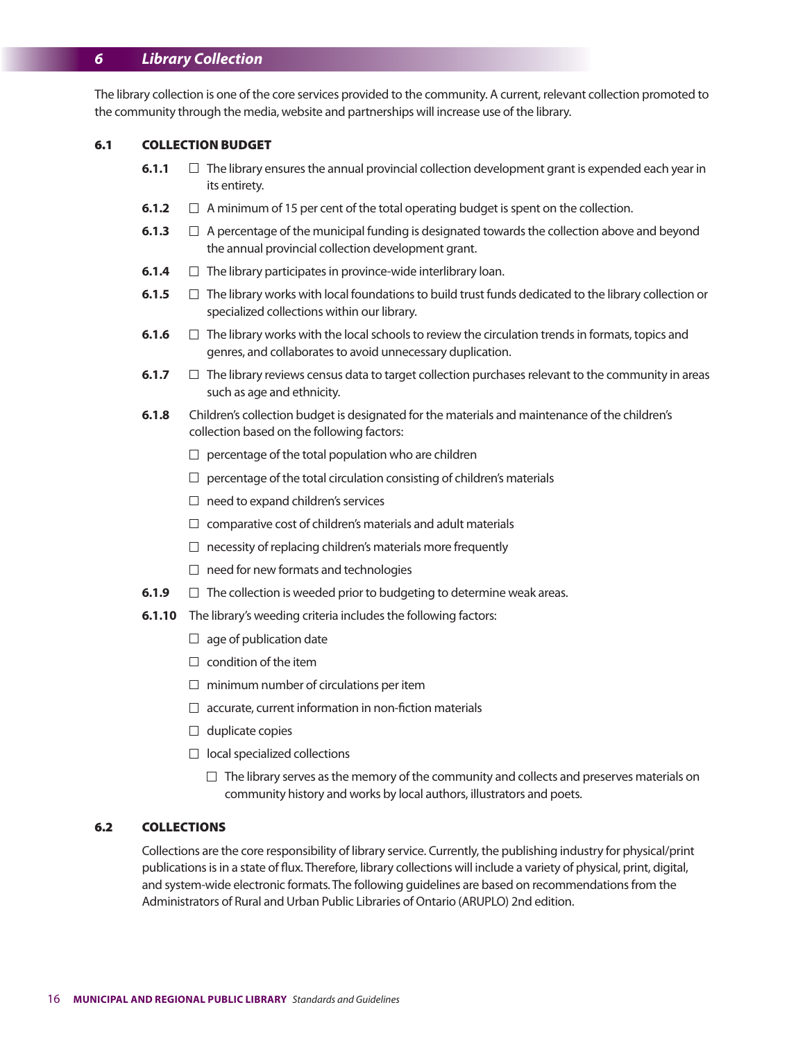# 6 Library Collection

The library collection is one of the core services provided to the community. A current, relevant collection promoted to the community through the media, website and partnerships will increase use of the library.

## 6.1 COLLECTION BUDGET

**6.1.1** ☐ The library ensures the annual provincial collection development grant is expended each year in its entirety.

**6.1.2** ☐ A minimum of 15 per cent of the total operating budget is spent on the collection.

**6.1.3** ☐ A percentage of the municipal funding is designated towards the collection above and beyond the annual provincial collection development grant.

**6.1.4** ☐ The library participates in province-wide interlibrary loan.

**6.1.5** ☐ The library works with local foundations to build trust funds dedicated to the library collection or specialized collections within our library.

**6.1.6** ☐ The library works with the local schools to review the circulation trends in formats, topics and genres, and collaborates to avoid unnecessary duplication.

**6.1.7** ☐ The library reviews census data to target collection purchases relevant to the community in areas such as age and ethnicity.

**6.1.8** Children's collection budget is designated for the materials and maintenance of the children's collection based on the following factors:

- ☐ percentage of the total population who are children
- ☐ percentage of the total circulation consisting of children's materials
- ☐ need to expand children's services
- ☐ comparative cost of children's materials and adult materials
- ☐ necessity of replacing children's materials more frequently
- ☐ need for new formats and technologies

**6.1.9** ☐ The collection is weeded prior to budgeting to determine weak areas.

**6.1.10** The library's weeding criteria includes the following factors:

- ☐ age of publication date
- ☐ condition of the item
- ☐ minimum number of circulations per item
- ☐ accurate, current information in non-fiction materials
- ☐ duplicate copies
- ☐ local specialized collections
  - ☐ The library serves as the memory of the community and collects and preserves materials on community history and works by local authors, illustrators and poets.

## 6.2 COLLECTIONS

Collections are the core responsibility of library service. Currently, the publishing industry for physical/print publications is in a state of flux. Therefore, library collections will include a variety of physical, print, digital, and system-wide electronic formats. The following guidelines are based on recommendations from the Administrators of Rural and Urban Public Libraries of Ontario (ARUPLO) 2nd edition.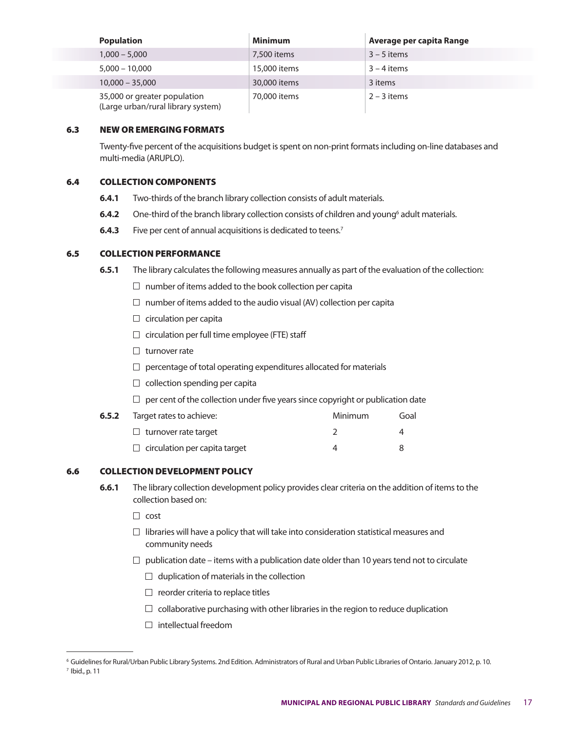| Population | Minimum | Average per capita Range |
|---|---|---|
| 1,000 – 5,000 | 7,500 items | 3 – 5 items |
| 5,000 – 10,000 | 15,000 items | 3 – 4 items |
| 10,000 – 35,000 | 30,000 items | 3 items |
| 35,000 or greater population (Large urban/rural library system) | 70,000 items | 2 – 3 items |

## 6.3 NEW OR EMERGING FORMATS

Twenty-five percent of the acquisitions budget is spent on non-print formats including on-line databases and multi-media (ARUPLO).

## 6.4 COLLECTION COMPONENTS

**6.4.1** Two-thirds of the branch library collection consists of adult materials.

**6.4.2** One-third of the branch library collection consists of children and young[6] adult materials.

**6.4.3** Five per cent of annual acquisitions is dedicated to teens.[7]

## 6.5 COLLECTION PERFORMANCE

**6.5.1** The library calculates the following measures annually as part of the evaluation of the collection:

- ☐ number of items added to the book collection per capita
- ☐ number of items added to the audio visual (AV) collection per capita
- ☐ circulation per capita
- ☐ circulation per full time employee (FTE) staff
- ☐ turnover rate
- ☐ percentage of total operating expenditures allocated for materials
- ☐ collection spending per capita
- ☐ per cent of the collection under five years since copyright or publication date

**6.5.2** Target rates to achieve:

| | Minimum | Goal |
|---|---|---|
| ☐ turnover rate target | 2 | 4 |
| ☐ circulation per capita target | 4 | 8 |

## 6.6 COLLECTION DEVELOPMENT POLICY

**6.6.1** The library collection development policy provides clear criteria on the addition of items to the collection based on:

- ☐ cost
- ☐ libraries will have a policy that will take into consideration statistical measures and community needs
- ☐ publication date – items with a publication date older than 10 years tend not to circulate
  - ☐ duplication of materials in the collection
  - ☐ reorder criteria to replace titles
  - ☐ collaborative purchasing with other libraries in the region to reduce duplication
  - ☐ intellectual freedom

---

[6] Guidelines for Rural/Urban Public Library Systems. 2nd Edition. Administrators of Rural and Urban Public Libraries of Ontario. January 2012, p. 10.

[7] Ibid., p. 11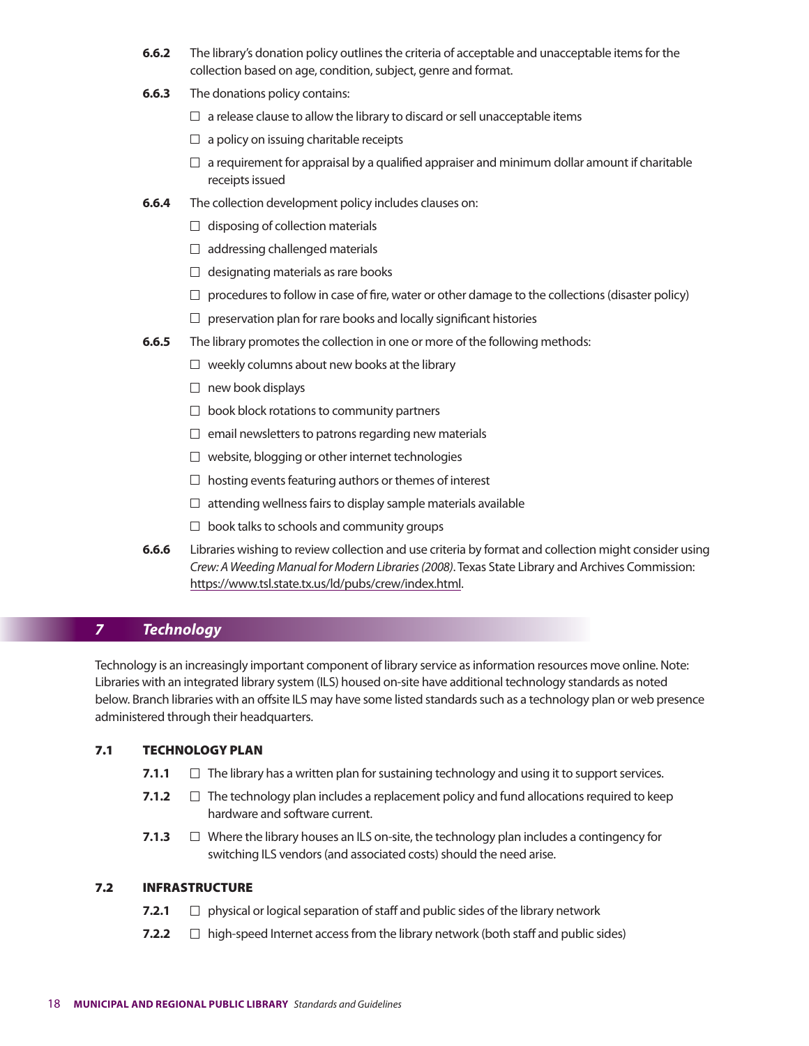**6.6.2** The library's donation policy outlines the criteria of acceptable and unacceptable items for the collection based on age, condition, subject, genre and format.

**6.6.3** The donations policy contains:

- ☐ a release clause to allow the library to discard or sell unacceptable items
- ☐ a policy on issuing charitable receipts
- ☐ a requirement for appraisal by a qualified appraiser and minimum dollar amount if charitable receipts issued

**6.6.4** The collection development policy includes clauses on:

- ☐ disposing of collection materials
- ☐ addressing challenged materials
- ☐ designating materials as rare books
- ☐ procedures to follow in case of fire, water or other damage to the collections (disaster policy)
- ☐ preservation plan for rare books and locally significant histories

**6.6.5** The library promotes the collection in one or more of the following methods:

- ☐ weekly columns about new books at the library
- ☐ new book displays
- ☐ book block rotations to community partners
- ☐ email newsletters to patrons regarding new materials
- ☐ website, blogging or other internet technologies
- ☐ hosting events featuring authors or themes of interest
- ☐ attending wellness fairs to display sample materials available
- ☐ book talks to schools and community groups

**6.6.6** Libraries wishing to review collection and use criteria by format and collection might consider using *Crew: A Weeding Manual for Modern Libraries (2008)*. Texas State Library and Archives Commission: https://www.tsl.state.tx.us/ld/pubs/crew/index.html.

## 7 Technology

Technology is an increasingly important component of library service as information resources move online. Note: Libraries with an integrated library system (ILS) housed on-site have additional technology standards as noted below. Branch libraries with an offsite ILS may have some listed standards such as a technology plan or web presence administered through their headquarters.

### 7.1 TECHNOLOGY PLAN

**7.1.1** ☐ The library has a written plan for sustaining technology and using it to support services.

**7.1.2** ☐ The technology plan includes a replacement policy and fund allocations required to keep hardware and software current.

**7.1.3** ☐ Where the library houses an ILS on-site, the technology plan includes a contingency for switching ILS vendors (and associated costs) should the need arise.

### 7.2 INFRASTRUCTURE

**7.2.1** ☐ physical or logical separation of staff and public sides of the library network

**7.2.2** ☐ high-speed Internet access from the library network (both staff and public sides)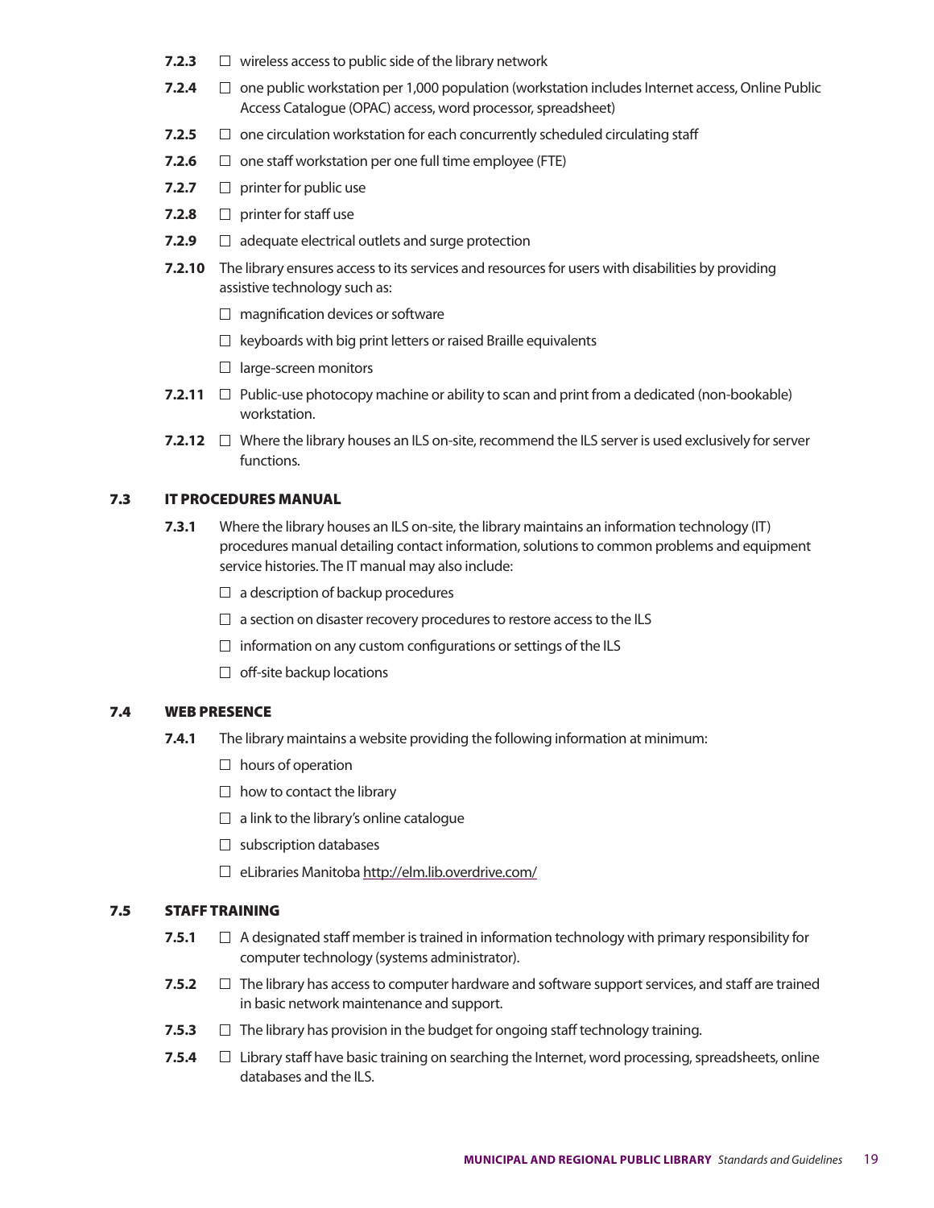- **7.2.3** ☐ wireless access to public side of the library network
- **7.2.4** ☐ one public workstation per 1,000 population (workstation includes Internet access, Online Public Access Catalogue (OPAC) access, word processor, spreadsheet)
- **7.2.5** ☐ one circulation workstation for each concurrently scheduled circulating staff
- **7.2.6** ☐ one staff workstation per one full time employee (FTE)
- **7.2.7** ☐ printer for public use
- **7.2.8** ☐ printer for staff use
- **7.2.9** ☐ adequate electrical outlets and surge protection
- **7.2.10** The library ensures access to its services and resources for users with disabilities by providing assistive technology such as:
  - ☐ magnification devices or software
  - ☐ keyboards with big print letters or raised Braille equivalents
  - ☐ large-screen monitors
- **7.2.11** ☐ Public-use photocopy machine or ability to scan and print from a dedicated (non-bookable) workstation.
- **7.2.12** ☐ Where the library houses an ILS on-site, recommend the ILS server is used exclusively for server functions.

## 7.3 IT PROCEDURES MANUAL

- **7.3.1** Where the library houses an ILS on-site, the library maintains an information technology (IT) procedures manual detailing contact information, solutions to common problems and equipment service histories. The IT manual may also include:
  - ☐ a description of backup procedures
  - ☐ a section on disaster recovery procedures to restore access to the ILS
  - ☐ information on any custom configurations or settings of the ILS
  - ☐ off-site backup locations

## 7.4 WEB PRESENCE

- **7.4.1** The library maintains a website providing the following information at minimum:
  - ☐ hours of operation
  - ☐ how to contact the library
  - ☐ a link to the library's online catalogue
  - ☐ subscription databases
  - ☐ eLibraries Manitoba http://elm.lib.overdrive.com/

## 7.5 STAFF TRAINING

- **7.5.1** ☐ A designated staff member is trained in information technology with primary responsibility for computer technology (systems administrator).
- **7.5.2** ☐ The library has access to computer hardware and software support services, and staff are trained in basic network maintenance and support.
- **7.5.3** ☐ The library has provision in the budget for ongoing staff technology training.
- **7.5.4** ☐ Library staff have basic training on searching the Internet, word processing, spreadsheets, online databases and the ILS.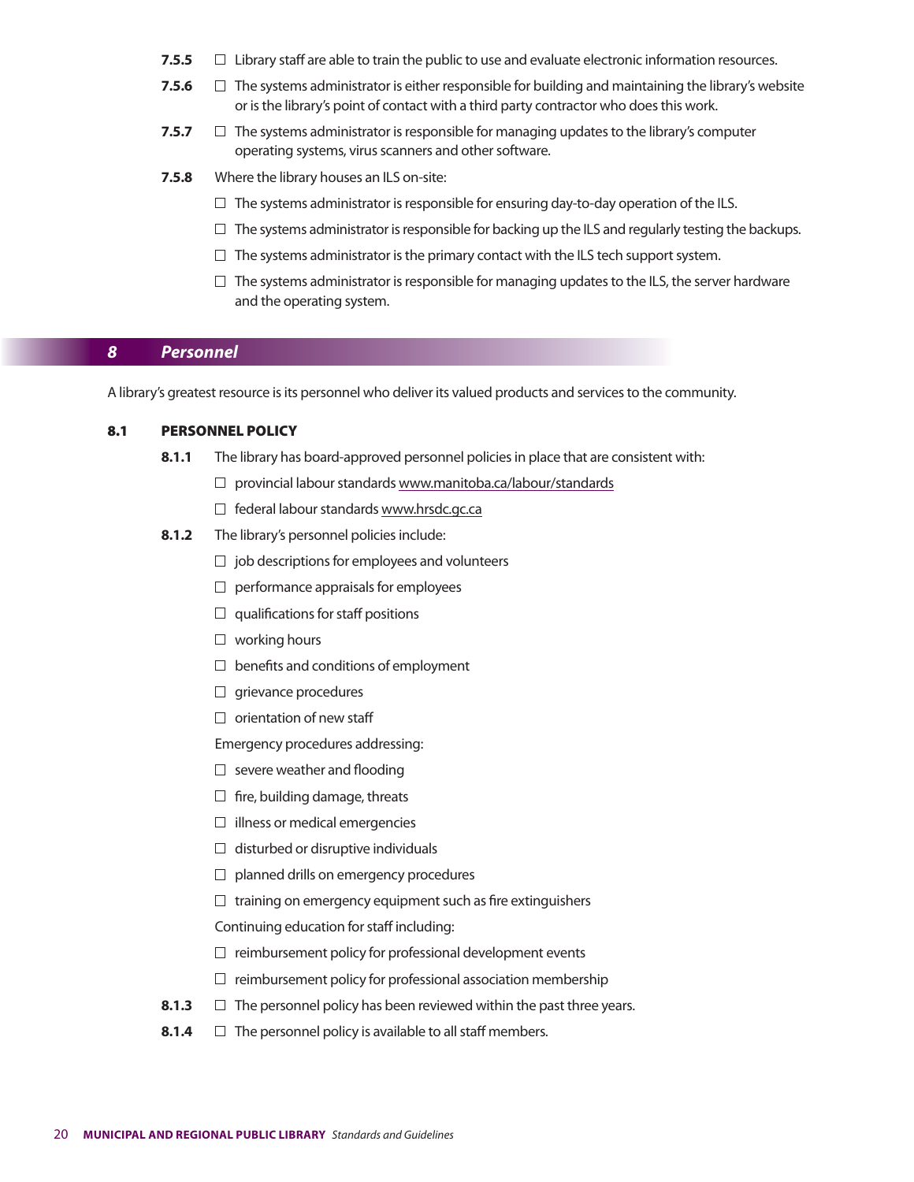**7.5.5** ☐ Library staff are able to train the public to use and evaluate electronic information resources.

**7.5.6** ☐ The systems administrator is either responsible for building and maintaining the library's website or is the library's point of contact with a third party contractor who does this work.

**7.5.7** ☐ The systems administrator is responsible for managing updates to the library's computer operating systems, virus scanners and other software.

**7.5.8** Where the library houses an ILS on-site:

- ☐ The systems administrator is responsible for ensuring day-to-day operation of the ILS.
- ☐ The systems administrator is responsible for backing up the ILS and regularly testing the backups.
- ☐ The systems administrator is the primary contact with the ILS tech support system.
- ☐ The systems administrator is responsible for managing updates to the ILS, the server hardware and the operating system.

## 8 *Personnel*

A library's greatest resource is its personnel who deliver its valued products and services to the community.

### 8.1 PERSONNEL POLICY

**8.1.1** The library has board-approved personnel policies in place that are consistent with:

- ☐ provincial labour standards www.manitoba.ca/labour/standards
- ☐ federal labour standards www.hrsdc.gc.ca

**8.1.2** The library's personnel policies include:

- ☐ job descriptions for employees and volunteers
- ☐ performance appraisals for employees
- ☐ qualifications for staff positions
- ☐ working hours
- ☐ benefits and conditions of employment
- ☐ grievance procedures
- ☐ orientation of new staff

Emergency procedures addressing:

- ☐ severe weather and flooding
- ☐ fire, building damage, threats
- ☐ illness or medical emergencies
- ☐ disturbed or disruptive individuals
- ☐ planned drills on emergency procedures
- ☐ training on emergency equipment such as fire extinguishers

Continuing education for staff including:

- ☐ reimbursement policy for professional development events
- ☐ reimbursement policy for professional association membership

**8.1.3** ☐ The personnel policy has been reviewed within the past three years.

**8.1.4** ☐ The personnel policy is available to all staff members.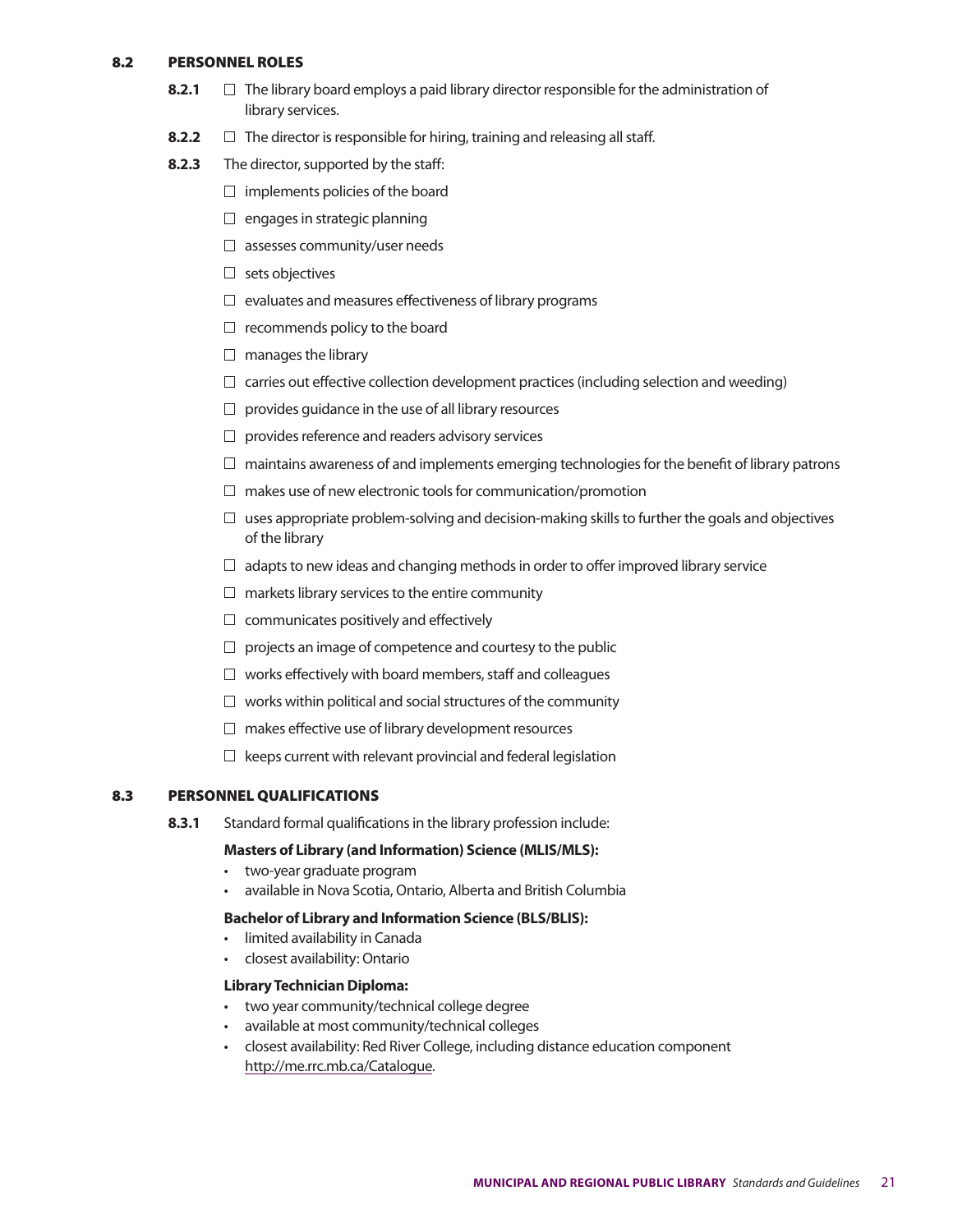## 8.2 PERSONNEL ROLES

**8.2.1** ☐ The library board employs a paid library director responsible for the administration of library services.

**8.2.2** ☐ The director is responsible for hiring, training and releasing all staff.

**8.2.3** The director, supported by the staff:

- ☐ implements policies of the board
- ☐ engages in strategic planning
- ☐ assesses community/user needs
- ☐ sets objectives
- ☐ evaluates and measures effectiveness of library programs
- ☐ recommends policy to the board
- ☐ manages the library
- ☐ carries out effective collection development practices (including selection and weeding)
- ☐ provides guidance in the use of all library resources
- ☐ provides reference and readers advisory services
- ☐ maintains awareness of and implements emerging technologies for the benefit of library patrons
- ☐ makes use of new electronic tools for communication/promotion
- ☐ uses appropriate problem-solving and decision-making skills to further the goals and objectives of the library
- ☐ adapts to new ideas and changing methods in order to offer improved library service
- ☐ markets library services to the entire community
- ☐ communicates positively and effectively
- ☐ projects an image of competence and courtesy to the public
- ☐ works effectively with board members, staff and colleagues
- ☐ works within political and social structures of the community
- ☐ makes effective use of library development resources
- ☐ keeps current with relevant provincial and federal legislation

## 8.3 PERSONNEL QUALIFICATIONS

**8.3.1** Standard formal qualifications in the library profession include:

**Masters of Library (and Information) Science (MLIS/MLS):**

- two-year graduate program
- available in Nova Scotia, Ontario, Alberta and British Columbia

**Bachelor of Library and Information Science (BLS/BLIS):**

- limited availability in Canada
- closest availability: Ontario

**Library Technician Diploma:**

- two year community/technical college degree
- available at most community/technical colleges
- closest availability: Red River College, including distance education component http://me.rrc.mb.ca/Catalogue.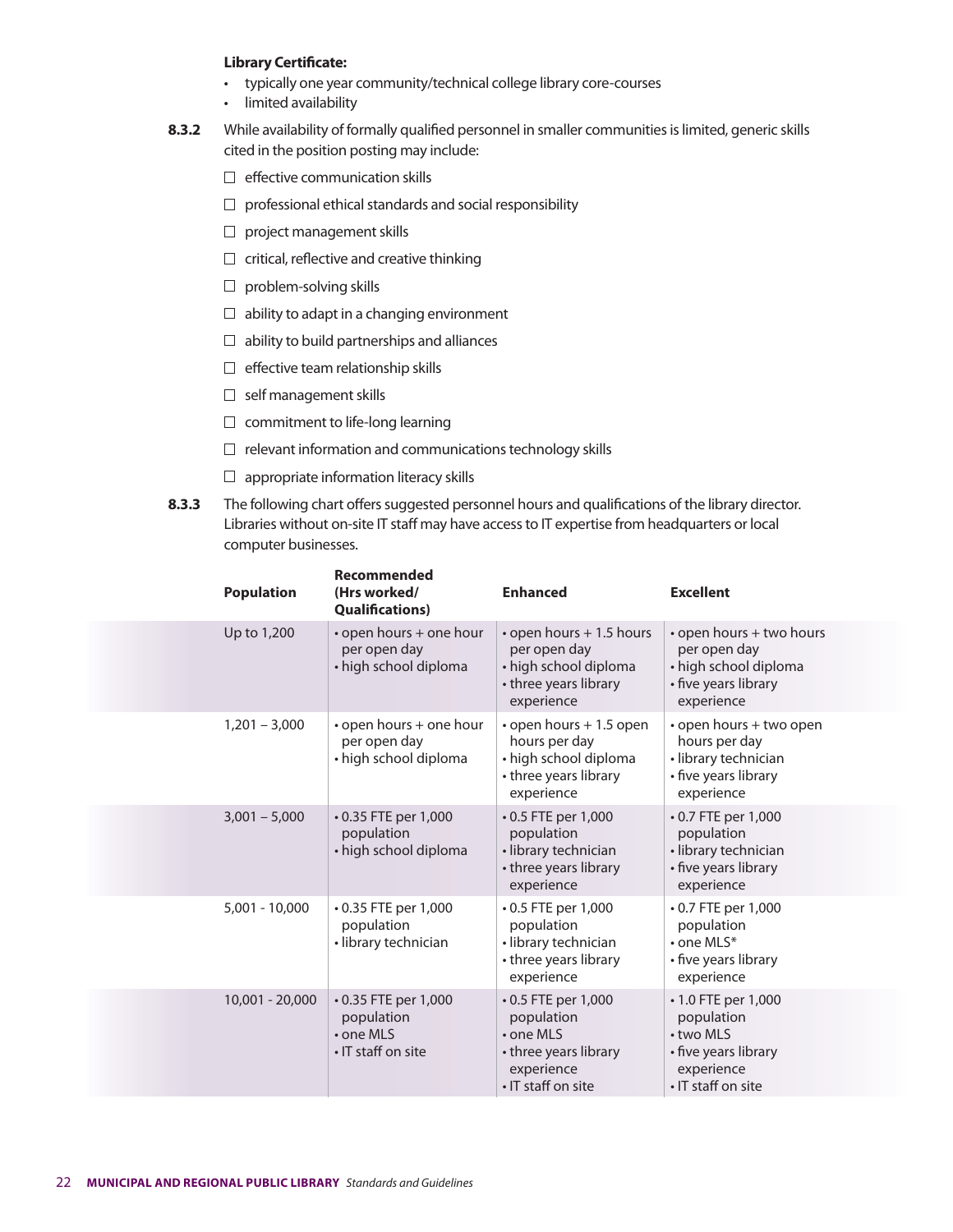**Library Certificate:**

- typically one year community/technical college library core-courses
- limited availability

**8.3.2** While availability of formally qualified personnel in smaller communities is limited, generic skills cited in the position posting may include:

- ☐ effective communication skills
- ☐ professional ethical standards and social responsibility
- ☐ project management skills
- ☐ critical, reflective and creative thinking
- ☐ problem-solving skills
- ☐ ability to adapt in a changing environment
- ☐ ability to build partnerships and alliances
- ☐ effective team relationship skills
- ☐ self management skills
- ☐ commitment to life-long learning
- ☐ relevant information and communications technology skills
- ☐ appropriate information literacy skills

**8.3.3** The following chart offers suggested personnel hours and qualifications of the library director. Libraries without on-site IT staff may have access to IT expertise from headquarters or local computer businesses.

| Population | Recommended (Hrs worked/ Qualifications) | Enhanced | Excellent |
|---|---|---|---|
| Up to 1,200 | • open hours + one hour per open day<br>• high school diploma | • open hours + 1.5 hours per open day<br>• high school diploma<br>• three years library experience | • open hours + two hours per open day<br>• high school diploma<br>• five years library experience |
| 1,201 – 3,000 | • open hours + one hour per open day<br>• high school diploma | • open hours + 1.5 open hours per day<br>• high school diploma<br>• three years library experience | • open hours + two open hours per day<br>• library technician<br>• five years library experience |
| 3,001 – 5,000 | • 0.35 FTE per 1,000 population<br>• high school diploma | • 0.5 FTE per 1,000 population<br>• library technician<br>• three years library experience | • 0.7 FTE per 1,000 population<br>• library technician<br>• five years library experience |
| 5,001 - 10,000 | • 0.35 FTE per 1,000 population<br>• library technician | • 0.5 FTE per 1,000 population<br>• library technician<br>• three years library experience | • 0.7 FTE per 1,000 population<br>• one MLS*<br>• five years library experience |
| 10,001 - 20,000 | • 0.35 FTE per 1,000 population<br>• one MLS<br>• IT staff on site | • 0.5 FTE per 1,000 population<br>• one MLS<br>• three years library experience<br>• IT staff on site | • 1.0 FTE per 1,000 population<br>• two MLS<br>• five years library experience<br>• IT staff on site |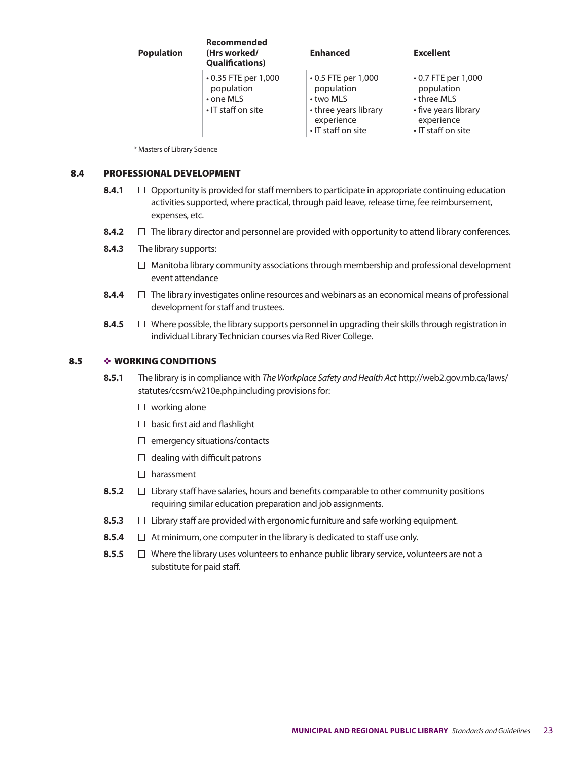| Population | Recommended (Hrs worked/ Qualifications) | Enhanced | Excellent |
|---|---|---|---|
| | • 0.35 FTE per 1,000 population<br>• one MLS<br>• IT staff on site | • 0.5 FTE per 1,000 population<br>• two MLS<br>• three years library experience<br>• IT staff on site | • 0.7 FTE per 1,000 population<br>• three MLS<br>• five years library experience<br>• IT staff on site |

* Masters of Library Science

## 8.4 PROFESSIONAL DEVELOPMENT

**8.4.1** ☐ Opportunity is provided for staff members to participate in appropriate continuing education activities supported, where practical, through paid leave, release time, fee reimbursement, expenses, etc.

**8.4.2** ☐ The library director and personnel are provided with opportunity to attend library conferences.

**8.4.3** The library supports:

☐ Manitoba library community associations through membership and professional development event attendance

**8.4.4** ☐ The library investigates online resources and webinars as an economical means of professional development for staff and trustees.

**8.4.5** ☐ Where possible, the library supports personnel in upgrading their skills through registration in individual Library Technician courses via Red River College.

## 8.5 ❖ WORKING CONDITIONS

**8.5.1** The library is in compliance with *The Workplace Safety and Health Act* http://web2.gov.mb.ca/laws/statutes/ccsm/w210e.php.including provisions for:

☐ working alone

☐ basic first aid and flashlight

☐ emergency situations/contacts

☐ dealing with difficult patrons

☐ harassment

**8.5.2** ☐ Library staff have salaries, hours and benefits comparable to other community positions requiring similar education preparation and job assignments.

**8.5.3** ☐ Library staff are provided with ergonomic furniture and safe working equipment.

**8.5.4** ☐ At minimum, one computer in the library is dedicated to staff use only.

**8.5.5** ☐ Where the library uses volunteers to enhance public library service, volunteers are not a substitute for paid staff.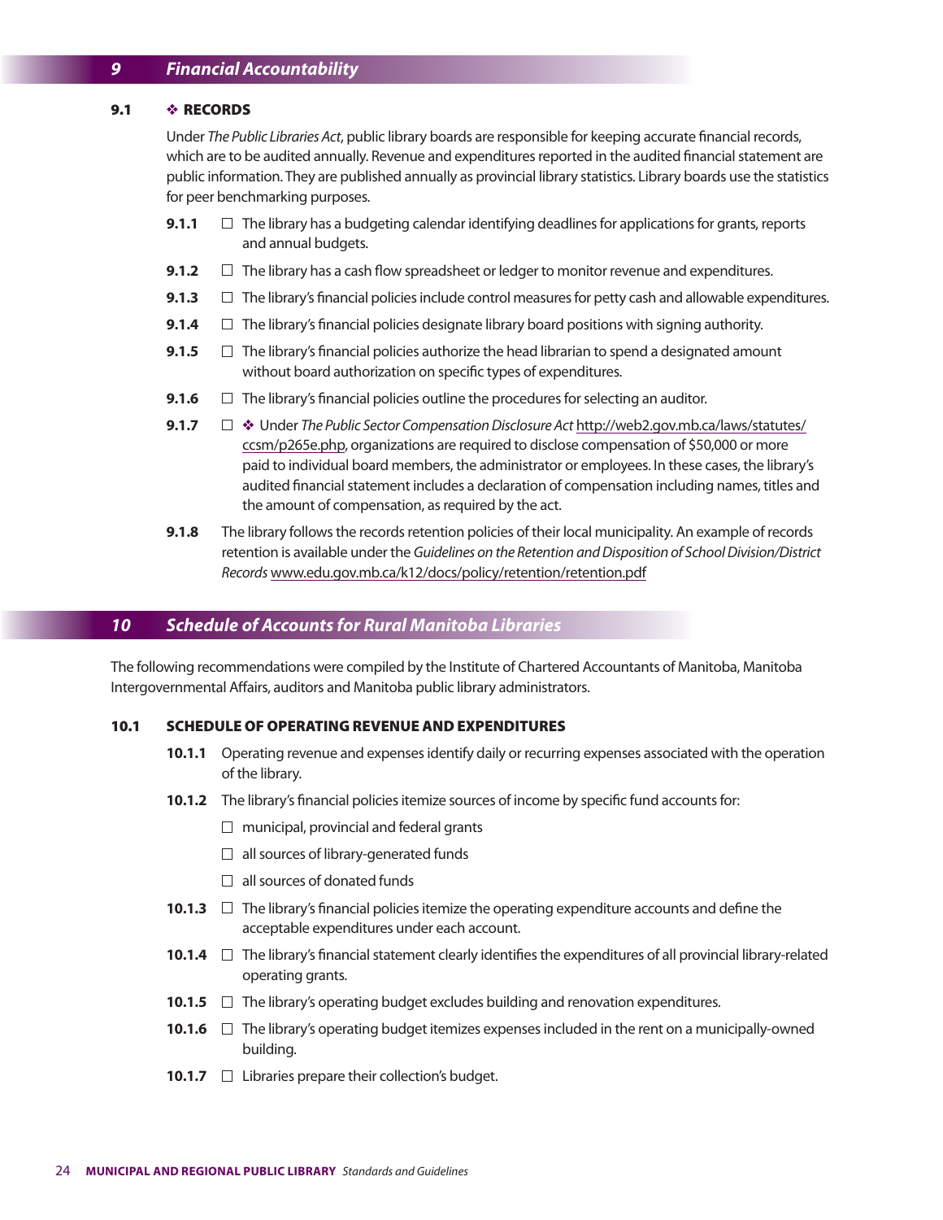## 9 Financial Accountability

### 9.1 ❖ RECORDS

Under *The Public Libraries Act*, public library boards are responsible for keeping accurate financial records, which are to be audited annually. Revenue and expenditures reported in the audited financial statement are public information. They are published annually as provincial library statistics. Library boards use the statistics for peer benchmarking purposes.

**9.1.1** ☐ The library has a budgeting calendar identifying deadlines for applications for grants, reports and annual budgets.

**9.1.2** ☐ The library has a cash flow spreadsheet or ledger to monitor revenue and expenditures.

**9.1.3** ☐ The library's financial policies include control measures for petty cash and allowable expenditures.

**9.1.4** ☐ The library's financial policies designate library board positions with signing authority.

**9.1.5** ☐ The library's financial policies authorize the head librarian to spend a designated amount without board authorization on specific types of expenditures.

**9.1.6** ☐ The library's financial policies outline the procedures for selecting an auditor.

**9.1.7** ☐ ❖ Under *The Public Sector Compensation Disclosure Act* http://web2.gov.mb.ca/laws/statutes/ccsm/p265e.php, organizations are required to disclose compensation of $50,000 or more paid to individual board members, the administrator or employees. In these cases, the library's audited financial statement includes a declaration of compensation including names, titles and the amount of compensation, as required by the act.

**9.1.8** The library follows the records retention policies of their local municipality. An example of records retention is available under the *Guidelines on the Retention and Disposition of School Division/District Records* www.edu.gov.mb.ca/k12/docs/policy/retention/retention.pdf

## 10 Schedule of Accounts for Rural Manitoba Libraries

The following recommendations were compiled by the Institute of Chartered Accountants of Manitoba, Manitoba Intergovernmental Affairs, auditors and Manitoba public library administrators.

### 10.1 SCHEDULE OF OPERATING REVENUE AND EXPENDITURES

**10.1.1** Operating revenue and expenses identify daily or recurring expenses associated with the operation of the library.

**10.1.2** The library's financial policies itemize sources of income by specific fund accounts for:

- ☐ municipal, provincial and federal grants
- ☐ all sources of library-generated funds
- ☐ all sources of donated funds

**10.1.3** ☐ The library's financial policies itemize the operating expenditure accounts and define the acceptable expenditures under each account.

**10.1.4** ☐ The library's financial statement clearly identifies the expenditures of all provincial library-related operating grants.

**10.1.5** ☐ The library's operating budget excludes building and renovation expenditures.

**10.1.6** ☐ The library's operating budget itemizes expenses included in the rent on a municipally-owned building.

**10.1.7** ☐ Libraries prepare their collection's budget.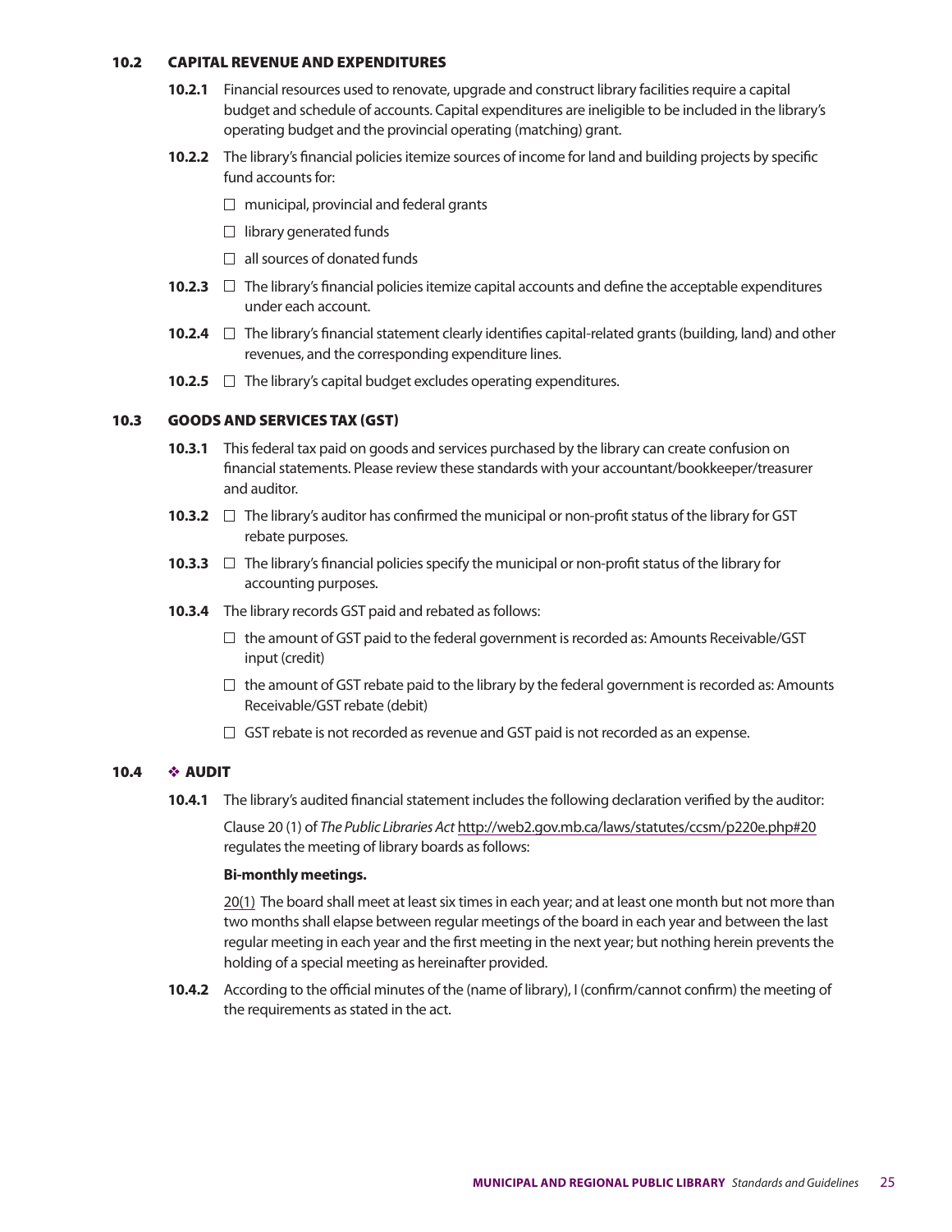## 10.2 CAPITAL REVENUE AND EXPENDITURES

**10.2.1** Financial resources used to renovate, upgrade and construct library facilities require a capital budget and schedule of accounts. Capital expenditures are ineligible to be included in the library's operating budget and the provincial operating (matching) grant.

**10.2.2** The library's financial policies itemize sources of income for land and building projects by specific fund accounts for:

- ☐ municipal, provincial and federal grants
- ☐ library generated funds
- ☐ all sources of donated funds

**10.2.3** ☐ The library's financial policies itemize capital accounts and define the acceptable expenditures under each account.

**10.2.4** ☐ The library's financial statement clearly identifies capital-related grants (building, land) and other revenues, and the corresponding expenditure lines.

**10.2.5** ☐ The library's capital budget excludes operating expenditures.

## 10.3 GOODS AND SERVICES TAX (GST)

**10.3.1** This federal tax paid on goods and services purchased by the library can create confusion on financial statements. Please review these standards with your accountant/bookkeeper/treasurer and auditor.

**10.3.2** ☐ The library's auditor has confirmed the municipal or non-profit status of the library for GST rebate purposes.

**10.3.3** ☐ The library's financial policies specify the municipal or non-profit status of the library for accounting purposes.

**10.3.4** The library records GST paid and rebated as follows:

- ☐ the amount of GST paid to the federal government is recorded as: Amounts Receivable/GST input (credit)
- ☐ the amount of GST rebate paid to the library by the federal government is recorded as: Amounts Receivable/GST rebate (debit)
- ☐ GST rebate is not recorded as revenue and GST paid is not recorded as an expense.

## 10.4 ❖ AUDIT

**10.4.1** The library's audited financial statement includes the following declaration verified by the auditor:

Clause 20 (1) of *The Public Libraries Act* http://web2.gov.mb.ca/laws/statutes/ccsm/p220e.php#20 regulates the meeting of library boards as follows:

**Bi-monthly meetings.**

20(1) The board shall meet at least six times in each year; and at least one month but not more than two months shall elapse between regular meetings of the board in each year and between the last regular meeting in each year and the first meeting in the next year; but nothing herein prevents the holding of a special meeting as hereinafter provided.

**10.4.2** According to the official minutes of the (name of library), I (confirm/cannot confirm) the meeting of the requirements as stated in the act.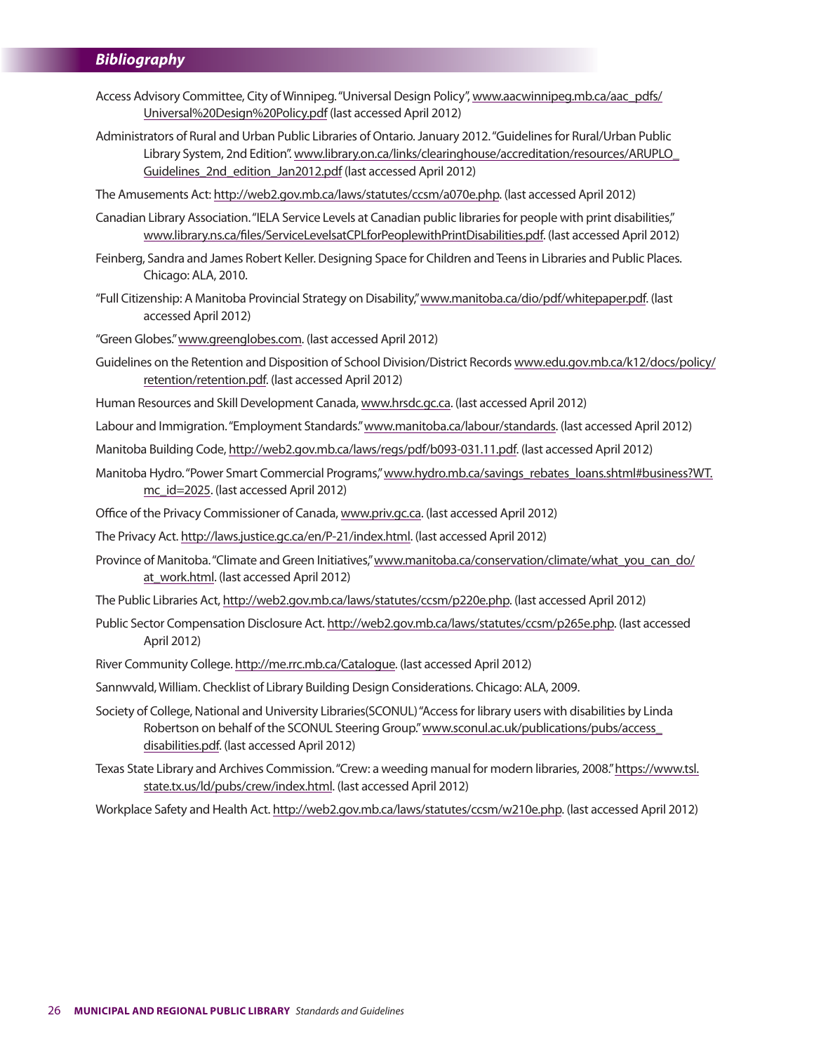## *Bibliography*

Access Advisory Committee, City of Winnipeg. "Universal Design Policy", www.aacwinnipeg.mb.ca/aac_pdfs/Universal%20Design%20Policy.pdf (last accessed April 2012)

Administrators of Rural and Urban Public Libraries of Ontario. January 2012. "Guidelines for Rural/Urban Public Library System, 2nd Edition". www.library.on.ca/links/clearinghouse/accreditation/resources/ARUPLO_Guidelines_2nd_edition_Jan2012.pdf (last accessed April 2012)

The Amusements Act: http://web2.gov.mb.ca/laws/statutes/ccsm/a070e.php. (last accessed April 2012)

Canadian Library Association. "IELA Service Levels at Canadian public libraries for people with print disabilities," www.library.ns.ca/files/ServiceLevelsatCPLforPeoplewithPrintDisabilities.pdf. (last accessed April 2012)

Feinberg, Sandra and James Robert Keller. Designing Space for Children and Teens in Libraries and Public Places. Chicago: ALA, 2010.

"Full Citizenship: A Manitoba Provincial Strategy on Disability," www.manitoba.ca/dio/pdf/whitepaper.pdf. (last accessed April 2012)

"Green Globes." www.greenglobes.com. (last accessed April 2012)

Guidelines on the Retention and Disposition of School Division/District Records www.edu.gov.mb.ca/k12/docs/policy/retention/retention.pdf. (last accessed April 2012)

Human Resources and Skill Development Canada, www.hrsdc.gc.ca. (last accessed April 2012)

Labour and Immigration. "Employment Standards." www.manitoba.ca/labour/standards. (last accessed April 2012)

Manitoba Building Code, http://web2.gov.mb.ca/laws/regs/pdf/b093-031.11.pdf. (last accessed April 2012)

Manitoba Hydro. "Power Smart Commercial Programs," www.hydro.mb.ca/savings_rebates_loans.shtml#business?WT.mc_id=2025. (last accessed April 2012)

Office of the Privacy Commissioner of Canada, www.priv.gc.ca. (last accessed April 2012)

The Privacy Act. http://laws.justice.gc.ca/en/P-21/index.html. (last accessed April 2012)

Province of Manitoba. "Climate and Green Initiatives," www.manitoba.ca/conservation/climate/what_you_can_do/at_work.html. (last accessed April 2012)

The Public Libraries Act, http://web2.gov.mb.ca/laws/statutes/ccsm/p220e.php. (last accessed April 2012)

Public Sector Compensation Disclosure Act. http://web2.gov.mb.ca/laws/statutes/ccsm/p265e.php. (last accessed April 2012)

River Community College. http://me.rrc.mb.ca/Catalogue. (last accessed April 2012)

Sannwvald, William. Checklist of Library Building Design Considerations. Chicago: ALA, 2009.

Society of College, National and University Libraries(SCONUL) "Access for library users with disabilities by Linda Robertson on behalf of the SCONUL Steering Group." www.sconul.ac.uk/publications/pubs/access_disabilities.pdf. (last accessed April 2012)

Texas State Library and Archives Commission. "Crew: a weeding manual for modern libraries, 2008." https://www.tsl.state.tx.us/ld/pubs/crew/index.html. (last accessed April 2012)

Workplace Safety and Health Act. http://web2.gov.mb.ca/laws/statutes/ccsm/w210e.php. (last accessed April 2012)